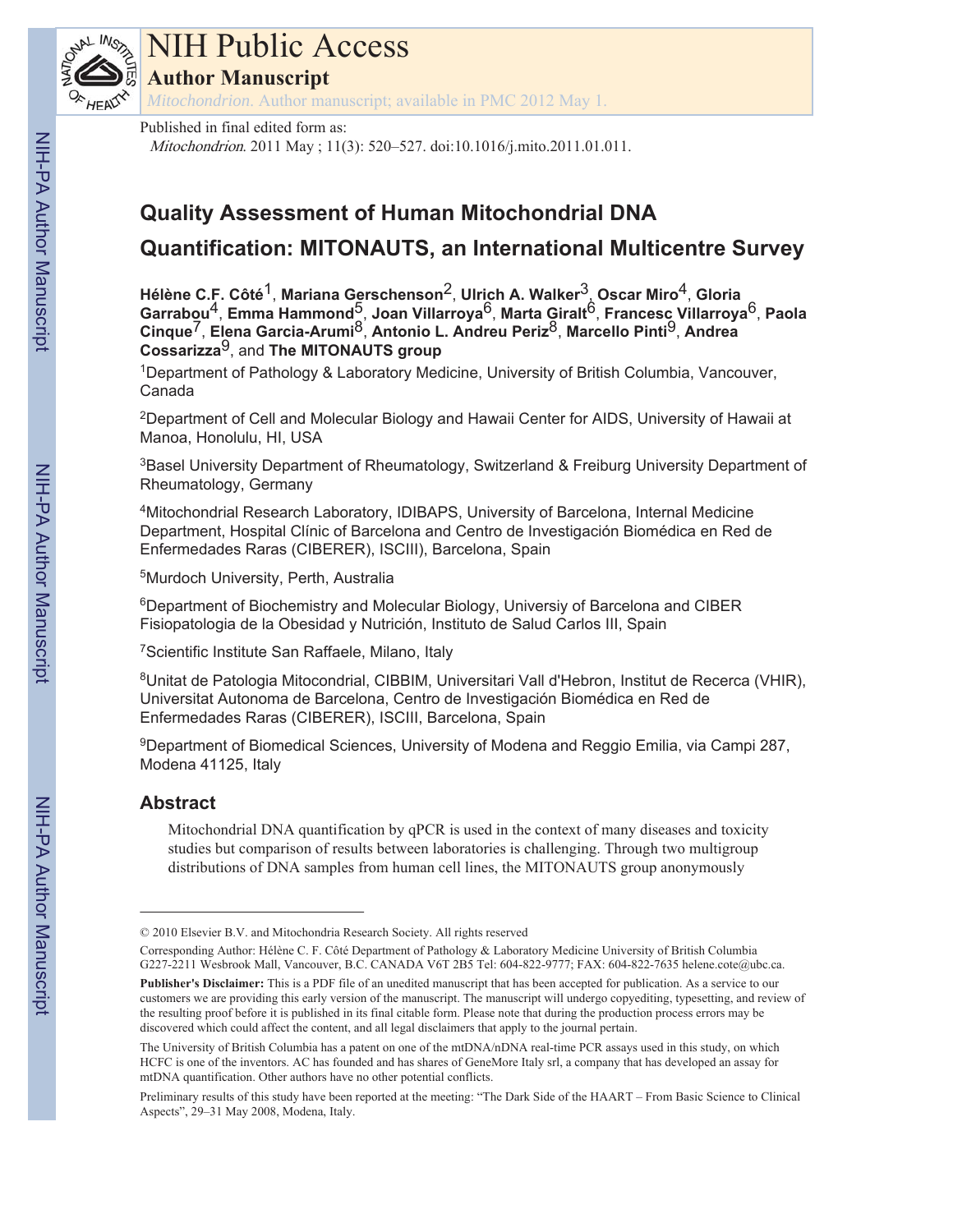# NIH Public Access

## Author Manuscript

*Mitochondrion*. Author manuscript; available in PMC 2012 May 1.

Published in final edited form as:

*Mitochondrion*. 2011 May ; 11(3): 520–527. doi:10.1016/j.mito.2011.01.011.

# Quality Assessment of Human Mitochondrial DNA Quantification: MITONAUTS, an International Multicentre Survey

**Hélène C.F. Côté**[1], **Mariana Gerschenson**[2], **Ulrich A. Walker**[3], **Oscar Miro**[4], **Gloria Garrabou**[4], **Emma Hammond**[5], **Joan Villarroya**[6], **Marta Giralt**[6], **Francesc Villarroya**[6], **Paola Cinque**[7], **Elena Garcia-Arumi**[8], **Antonio L. Andreu Periz**[8], **Marcello Pinti**[9], **Andrea Cossarizza**[9], and **The MITONAUTS group**

[1]Department of Pathology & Laboratory Medicine, University of British Columbia, Vancouver, Canada

[2]Department of Cell and Molecular Biology and Hawaii Center for AIDS, University of Hawaii at Manoa, Honolulu, HI, USA

[3]Basel University Department of Rheumatology, Switzerland & Freiburg University Department of Rheumatology, Germany

[4]Mitochondrial Research Laboratory, IDIBAPS, University of Barcelona, Internal Medicine Department, Hospital Clínic of Barcelona and Centro de Investigación Biomédica en Red de Enfermedades Raras (CIBERER), ISCIII), Barcelona, Spain

[5]Murdoch University, Perth, Australia

[6]Department of Biochemistry and Molecular Biology, Universiy of Barcelona and CIBER Fisiopatologia de la Obesidad y Nutrición, Instituto de Salud Carlos III, Spain

[7]Scientific Institute San Raffaele, Milano, Italy

[8]Unitat de Patologia Mitocondrial, CIBBIM, Universitari Vall d'Hebron, Institut de Recerca (VHIR), Universitat Autonoma de Barcelona, Centro de Investigación Biomédica en Red de Enfermedades Raras (CIBERER), ISCIII, Barcelona, Spain

[9]Department of Biomedical Sciences, University of Modena and Reggio Emilia, via Campi 287, Modena 41125, Italy

## Abstract

Mitochondrial DNA quantification by qPCR is used in the context of many diseases and toxicity studies but comparison of results between laboratories is challenging. Through two multigroup distributions of DNA samples from human cell lines, the MITONAUTS group anonymously

---

© 2010 Elsevier B.V. and Mitochondria Research Society. All rights reserved

Corresponding Author: Hélène C. F. Côté Department of Pathology & Laboratory Medicine University of British Columbia G227-2211 Wesbrook Mall, Vancouver, B.C. CANADA V6T 2B5 Tel: 604-822-9777; FAX: 604-822-7635 helene.cote@ubc.ca.

**Publisher's Disclaimer:** This is a PDF file of an unedited manuscript that has been accepted for publication. As a service to our customers we are providing this early version of the manuscript. The manuscript will undergo copyediting, typesetting, and review of the resulting proof before it is published in its final citable form. Please note that during the production process errors may be discovered which could affect the content, and all legal disclaimers that apply to the journal pertain.

The University of British Columbia has a patent on one of the mtDNA/nDNA real-time PCR assays used in this study, on which HCFC is one of the inventors. AC has founded and has shares of GeneMore Italy srl, a company that has developed an assay for mtDNA quantification. Other authors have no other potential conflicts.

Preliminary results of this study have been reported at the meeting: "The Dark Side of the HAART – From Basic Science to Clinical Aspects", 29–31 May 2008, Modena, Italy.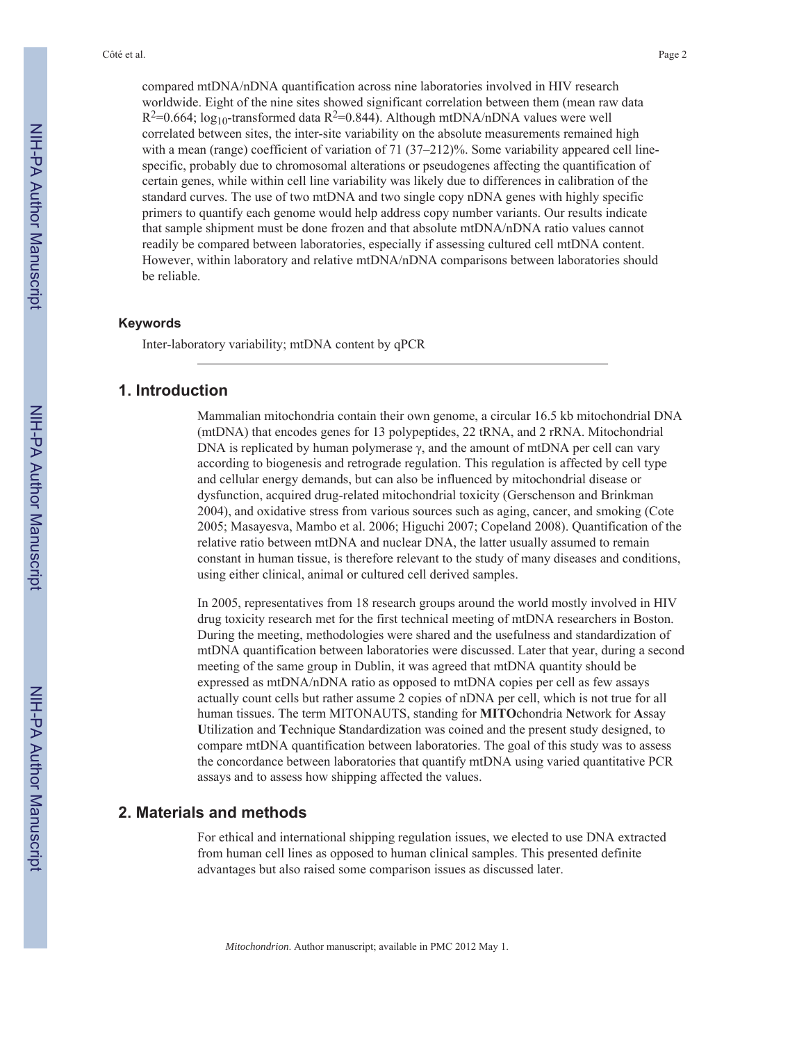compared mtDNA/nDNA quantification across nine laboratories involved in HIV research worldwide. Eight of the nine sites showed significant correlation between them (mean raw data $R^2$=0.664; $log_{10}$-transformed data $R^2$=0.844). Although mtDNA/nDNA values were well correlated between sites, the inter-site variability on the absolute measurements remained high with a mean (range) coefficient of variation of 71 (37–212)%. Some variability appeared cell line-specific, probably due to chromosomal alterations or pseudogenes affecting the quantification of certain genes, while within cell line variability was likely due to differences in calibration of the standard curves. The use of two mtDNA and two single copy nDNA genes with highly specific primers to quantify each genome would help address copy number variants. Our results indicate that sample shipment must be done frozen and that absolute mtDNA/nDNA ratio values cannot readily be compared between laboratories, especially if assessing cultured cell mtDNA content. However, within laboratory and relative mtDNA/nDNA comparisons between laboratories should be reliable.

### Keywords

Inter-laboratory variability; mtDNA content by qPCR

## 1. Introduction

Mammalian mitochondria contain their own genome, a circular 16.5 kb mitochondrial DNA (mtDNA) that encodes genes for 13 polypeptides, 22 tRNA, and 2 rRNA. Mitochondrial DNA is replicated by human polymerase γ, and the amount of mtDNA per cell can vary according to biogenesis and retrograde regulation. This regulation is affected by cell type and cellular energy demands, but can also be influenced by mitochondrial disease or dysfunction, acquired drug-related mitochondrial toxicity (Gerschenson and Brinkman 2004), and oxidative stress from various sources such as aging, cancer, and smoking (Cote 2005; Masayesva, Mambo et al. 2006; Higuchi 2007; Copeland 2008). Quantification of the relative ratio between mtDNA and nuclear DNA, the latter usually assumed to remain constant in human tissue, is therefore relevant to the study of many diseases and conditions, using either clinical, animal or cultured cell derived samples.

In 2005, representatives from 18 research groups around the world mostly involved in HIV drug toxicity research met for the first technical meeting of mtDNA researchers in Boston. During the meeting, methodologies were shared and the usefulness and standardization of mtDNA quantification between laboratories were discussed. Later that year, during a second meeting of the same group in Dublin, it was agreed that mtDNA quantity should be expressed as mtDNA/nDNA ratio as opposed to mtDNA copies per cell as few assays actually count cells but rather assume 2 copies of nDNA per cell, which is not true for all human tissues. The term MITONAUTS, standing for **MITO**chondria **N**etwork for **A**ssay **U**tilization and **T**echnique **S**tandardization was coined and the present study designed, to compare mtDNA quantification between laboratories. The goal of this study was to assess the concordance between laboratories that quantify mtDNA using varied quantitative PCR assays and to assess how shipping affected the values.

## 2. Materials and methods

For ethical and international shipping regulation issues, we elected to use DNA extracted from human cell lines as opposed to human clinical samples. This presented definite advantages but also raised some comparison issues as discussed later.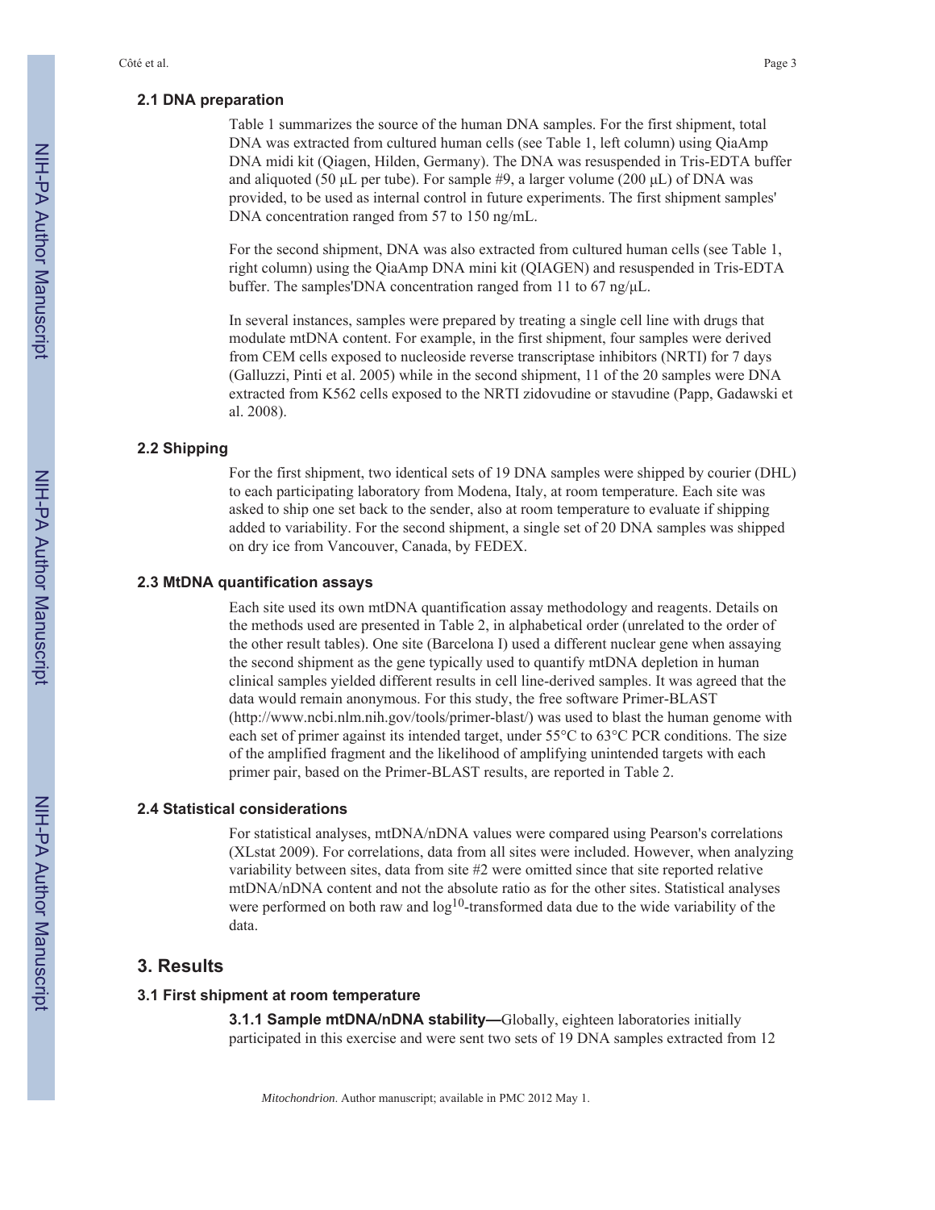### 2.1 DNA preparation

Table 1 summarizes the source of the human DNA samples. For the first shipment, total DNA was extracted from cultured human cells (see Table 1, left column) using QiaAmp DNA midi kit (Qiagen, Hilden, Germany). The DNA was resuspended in Tris-EDTA buffer and aliquoted (50 μL per tube). For sample #9, a larger volume (200 μL) of DNA was provided, to be used as internal control in future experiments. The first shipment samples' DNA concentration ranged from 57 to 150 ng/mL.

For the second shipment, DNA was also extracted from cultured human cells (see Table 1, right column) using the QiaAmp DNA mini kit (QIAGEN) and resuspended in Tris-EDTA buffer. The samples'DNA concentration ranged from 11 to 67 ng/μL.

In several instances, samples were prepared by treating a single cell line with drugs that modulate mtDNA content. For example, in the first shipment, four samples were derived from CEM cells exposed to nucleoside reverse transcriptase inhibitors (NRTI) for 7 days (Galluzzi, Pinti et al. 2005) while in the second shipment, 11 of the 20 samples were DNA extracted from K562 cells exposed to the NRTI zidovudine or stavudine (Papp, Gadawski et al. 2008).

### 2.2 Shipping

For the first shipment, two identical sets of 19 DNA samples were shipped by courier (DHL) to each participating laboratory from Modena, Italy, at room temperature. Each site was asked to ship one set back to the sender, also at room temperature to evaluate if shipping added to variability. For the second shipment, a single set of 20 DNA samples was shipped on dry ice from Vancouver, Canada, by FEDEX.

### 2.3 MtDNA quantification assays

Each site used its own mtDNA quantification assay methodology and reagents. Details on the methods used are presented in Table 2, in alphabetical order (unrelated to the order of the other result tables). One site (Barcelona I) used a different nuclear gene when assaying the second shipment as the gene typically used to quantify mtDNA depletion in human clinical samples yielded different results in cell line-derived samples. It was agreed that the data would remain anonymous. For this study, the free software Primer-BLAST (http://www.ncbi.nlm.nih.gov/tools/primer-blast/) was used to blast the human genome with each set of primer against its intended target, under 55°C to 63°C PCR conditions. The size of the amplified fragment and the likelihood of amplifying unintended targets with each primer pair, based on the Primer-BLAST results, are reported in Table 2.

### 2.4 Statistical considerations

For statistical analyses, mtDNA/nDNA values were compared using Pearson's correlations (XLstat 2009). For correlations, data from all sites were included. However, when analyzing variability between sites, data from site #2 were omitted since that site reported relative mtDNA/nDNA content and not the absolute ratio as for the other sites. Statistical analyses were performed on both raw and $\log^{10}$-transformed data due to the wide variability of the data.

## 3. Results

### 3.1 First shipment at room temperature

**3.1.1 Sample mtDNA/nDNA stability—**Globally, eighteen laboratories initially participated in this exercise and were sent two sets of 19 DNA samples extracted from 12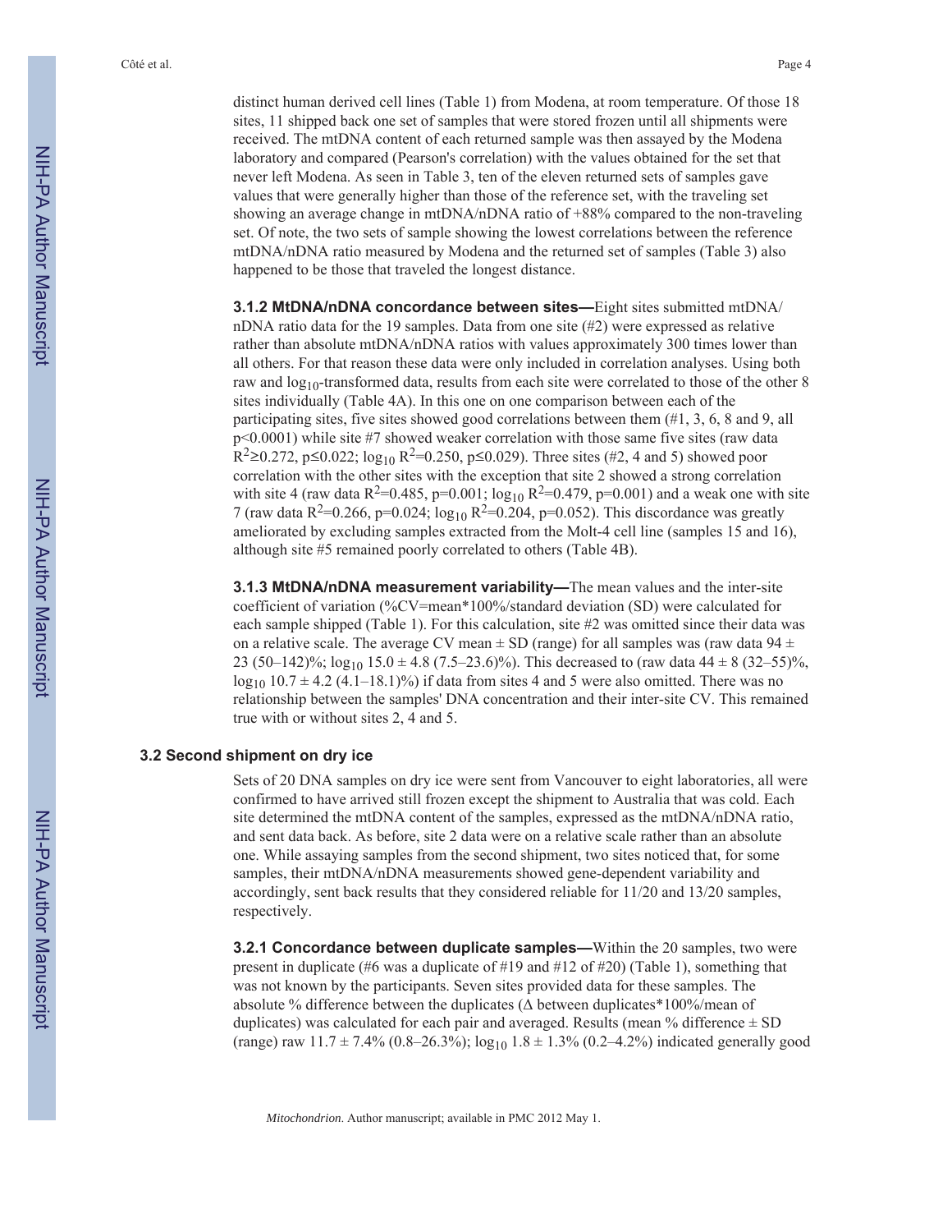distinct human derived cell lines (Table 1) from Modena, at room temperature. Of those 18 sites, 11 shipped back one set of samples that were stored frozen until all shipments were received. The mtDNA content of each returned sample was then assayed by the Modena laboratory and compared (Pearson's correlation) with the values obtained for the set that never left Modena. As seen in Table 3, ten of the eleven returned sets of samples gave values that were generally higher than those of the reference set, with the traveling set showing an average change in mtDNA/nDNA ratio of +88% compared to the non-traveling set. Of note, the two sets of sample showing the lowest correlations between the reference mtDNA/nDNA ratio measured by Modena and the returned set of samples (Table 3) also happened to be those that traveled the longest distance.

**3.1.2 MtDNA/nDNA concordance between sites—**Eight sites submitted mtDNA/nDNA ratio data for the 19 samples. Data from one site (#2) were expressed as relative rather than absolute mtDNA/nDNA ratios with values approximately 300 times lower than all others. For that reason these data were only included in correlation analyses. Using both raw and $\log_{10}$-transformed data, results from each site were correlated to those of the other 8 sites individually (Table 4A). In this one on one comparison between each of the participating sites, five sites showed good correlations between them (#1, 3, 6, 8 and 9, all $p<0.0001$) while site #7 showed weaker correlation with those same five sites (raw data $R^2 \geq 0.272$, $p \leq 0.022$; $\log_{10}$ $R^2=0.250$, $p \leq 0.029$). Three sites (#2, 4 and 5) showed poor correlation with the other sites with the exception that site 2 showed a strong correlation with site 4 (raw data $R^2=0.485$, $p=0.001$; $\log_{10}$ $R^2=0.479$, $p=0.001$) and a weak one with site 7 (raw data $R^2=0.266$, $p=0.024$; $\log_{10}$ $R^2=0.204$, $p=0.052$). This discordance was greatly ameliorated by excluding samples extracted from the Molt-4 cell line (samples 15 and 16), although site #5 remained poorly correlated to others (Table 4B).

**3.1.3 MtDNA/nDNA measurement variability—**The mean values and the inter-site coefficient of variation (%CV=mean*100%/standard deviation (SD) were calculated for each sample shipped (Table 1). For this calculation, site #2 was omitted since their data was on a relative scale. The average CV mean ± SD (range) for all samples was (raw data 94 ± 23 (50–142)%; $\log_{10}$ 15.0 ± 4.8 (7.5–23.6)%). This decreased to (raw data 44 ± 8 (32–55)%, $\log_{10}$ 10.7 ± 4.2 (4.1–18.1)%) if data from sites 4 and 5 were also omitted. There was no relationship between the samples' DNA concentration and their inter-site CV. This remained true with or without sites 2, 4 and 5.

### 3.2 Second shipment on dry ice

Sets of 20 DNA samples on dry ice were sent from Vancouver to eight laboratories, all were confirmed to have arrived still frozen except the shipment to Australia that was cold. Each site determined the mtDNA content of the samples, expressed as the mtDNA/nDNA ratio, and sent data back. As before, site 2 data were on a relative scale rather than an absolute one. While assaying samples from the second shipment, two sites noticed that, for some samples, their mtDNA/nDNA measurements showed gene-dependent variability and accordingly, sent back results that they considered reliable for 11/20 and 13/20 samples, respectively.

**3.2.1 Concordance between duplicate samples—**Within the 20 samples, two were present in duplicate (#6 was a duplicate of #19 and #12 of #20) (Table 1), something that was not known by the participants. Seven sites provided data for these samples. The absolute % difference between the duplicates (Δ between duplicates*100%/mean of duplicates) was calculated for each pair and averaged. Results (mean % difference ± SD (range) raw 11.7 ± 7.4% (0.8–26.3%); $\log_{10}$ 1.8 ± 1.3% (0.2–4.2%) indicated generally good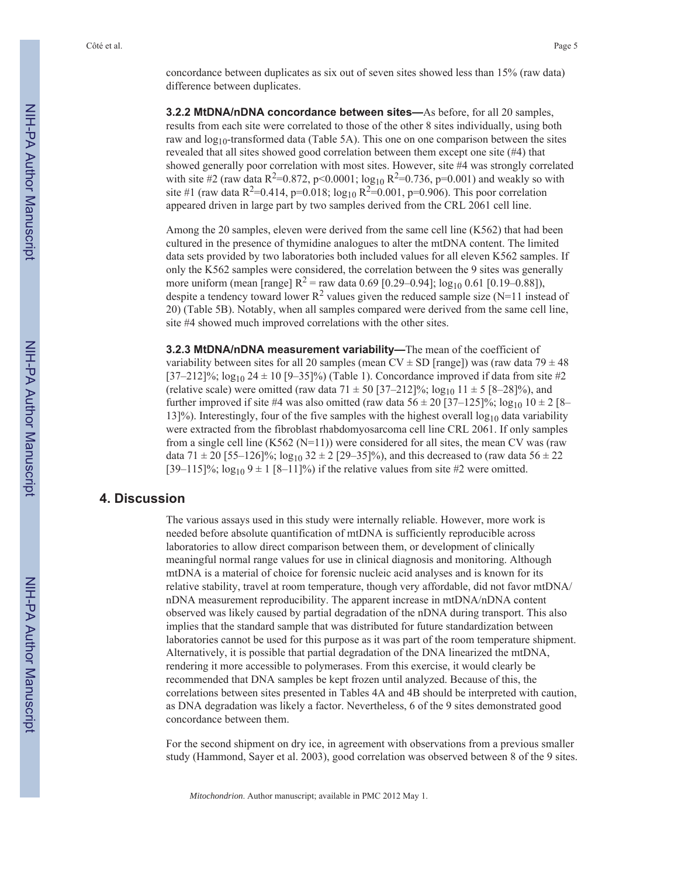concordance between duplicates as six out of seven sites showed less than 15% (raw data) difference between duplicates.

**3.2.2 MtDNA/nDNA concordance between sites—**As before, for all 20 samples, results from each site were correlated to those of the other 8 sites individually, using both raw and $\log_{10}$-transformed data (Table 5A). This one on one comparison between the sites revealed that all sites showed good correlation between them except one site (#4) that showed generally poor correlation with most sites. However, site #4 was strongly correlated with site #2 (raw data $R^2$=0.872, p<0.0001; $\log_{10}$ $R^2$=0.736, p=0.001) and weakly so with site #1 (raw data $R^2$=0.414, p=0.018; $\log_{10}$ $R^2$=0.001, p=0.906). This poor correlation appeared driven in large part by two samples derived from the CRL 2061 cell line.

Among the 20 samples, eleven were derived from the same cell line (K562) that had been cultured in the presence of thymidine analogues to alter the mtDNA content. The limited data sets provided by two laboratories both included values for all eleven K562 samples. If only the K562 samples were considered, the correlation between the 9 sites was generally more uniform (mean [range] $R^2$ = raw data 0.69 [0.29–0.94]; $\log_{10}$ 0.61 [0.19–0.88]), despite a tendency toward lower $R^2$ values given the reduced sample size (N=11 instead of 20) (Table 5B). Notably, when all samples compared were derived from the same cell line, site #4 showed much improved correlations with the other sites.

**3.2.3 MtDNA/nDNA measurement variability—**The mean of the coefficient of variability between sites for all 20 samples (mean CV ± SD [range]) was (raw data 79 ± 48 [37–212]%; $\log_{10}$ 24 ± 10 [9–35]%) (Table 1). Concordance improved if data from site #2 (relative scale) were omitted (raw data 71 ± 50 [37–212]%; $\log_{10}$ 11 ± 5 [8–28]%), and further improved if site #4 was also omitted (raw data 56 ± 20 [37–125]%; $\log_{10}$ 10 ± 2 [8–13]%). Interestingly, four of the five samples with the highest overall $\log_{10}$ data variability were extracted from the fibroblast rhabdomyosarcoma cell line CRL 2061. If only samples from a single cell line (K562 (N=11)) were considered for all sites, the mean CV was (raw data 71 ± 20 [55–126]%; $\log_{10}$ 32 ± 2 [29–35]%), and this decreased to (raw data 56 ± 22 [39–115]%; $\log_{10}$ 9 ± 1 [8–11]%) if the relative values from site #2 were omitted.

## 4. Discussion

The various assays used in this study were internally reliable. However, more work is needed before absolute quantification of mtDNA is sufficiently reproducible across laboratories to allow direct comparison between them, or development of clinically meaningful normal range values for use in clinical diagnosis and monitoring. Although mtDNA is a material of choice for forensic nucleic acid analyses and is known for its relative stability, travel at room temperature, though very affordable, did not favor mtDNA/nDNA measurement reproducibility. The apparent increase in mtDNA/nDNA content observed was likely caused by partial degradation of the nDNA during transport. This also implies that the standard sample that was distributed for future standardization between laboratories cannot be used for this purpose as it was part of the room temperature shipment. Alternatively, it is possible that partial degradation of the DNA linearized the mtDNA, rendering it more accessible to polymerases. From this exercise, it would clearly be recommended that DNA samples be kept frozen until analyzed. Because of this, the correlations between sites presented in Tables 4A and 4B should be interpreted with caution, as DNA degradation was likely a factor. Nevertheless, 6 of the 9 sites demonstrated good concordance between them.

For the second shipment on dry ice, in agreement with observations from a previous smaller study (Hammond, Sayer et al. 2003), good correlation was observed between 8 of the 9 sites.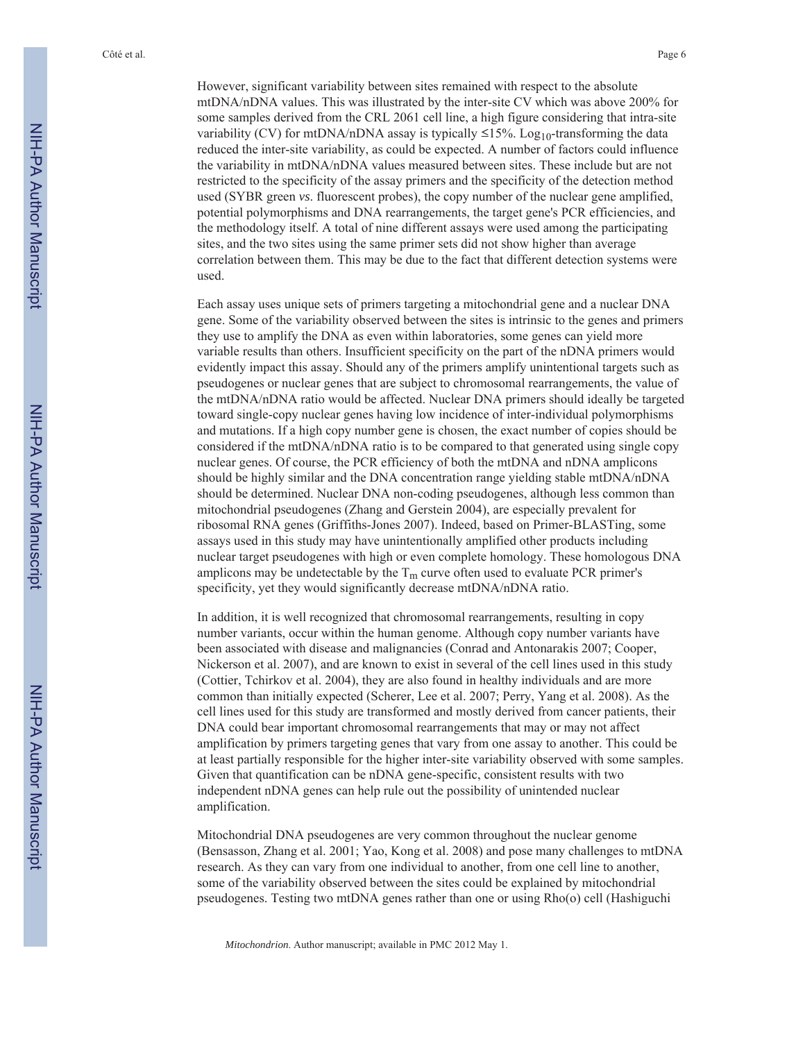However, significant variability between sites remained with respect to the absolute mtDNA/nDNA values. This was illustrated by the inter-site CV which was above 200% for some samples derived from the CRL 2061 cell line, a high figure considering that intra-site variability (CV) for mtDNA/nDNA assay is typically ≤15%. $Log_{10}$-transforming the data reduced the inter-site variability, as could be expected. A number of factors could influence the variability in mtDNA/nDNA values measured between sites. These include but are not restricted to the specificity of the assay primers and the specificity of the detection method used (SYBR green *vs.* fluorescent probes), the copy number of the nuclear gene amplified, potential polymorphisms and DNA rearrangements, the target gene's PCR efficiencies, and the methodology itself. A total of nine different assays were used among the participating sites, and the two sites using the same primer sets did not show higher than average correlation between them. This may be due to the fact that different detection systems were used.

Each assay uses unique sets of primers targeting a mitochondrial gene and a nuclear DNA gene. Some of the variability observed between the sites is intrinsic to the genes and primers they use to amplify the DNA as even within laboratories, some genes can yield more variable results than others. Insufficient specificity on the part of the nDNA primers would evidently impact this assay. Should any of the primers amplify unintentional targets such as pseudogenes or nuclear genes that are subject to chromosomal rearrangements, the value of the mtDNA/nDNA ratio would be affected. Nuclear DNA primers should ideally be targeted toward single-copy nuclear genes having low incidence of inter-individual polymorphisms and mutations. If a high copy number gene is chosen, the exact number of copies should be considered if the mtDNA/nDNA ratio is to be compared to that generated using single copy nuclear genes. Of course, the PCR efficiency of both the mtDNA and nDNA amplicons should be highly similar and the DNA concentration range yielding stable mtDNA/nDNA should be determined. Nuclear DNA non-coding pseudogenes, although less common than mitochondrial pseudogenes (Zhang and Gerstein 2004), are especially prevalent for ribosomal RNA genes (Griffiths-Jones 2007). Indeed, based on Primer-BLASTing, some assays used in this study may have unintentionally amplified other products including nuclear target pseudogenes with high or even complete homology. These homologous DNA amplicons may be undetectable by the $T_m$ curve often used to evaluate PCR primer's specificity, yet they would significantly decrease mtDNA/nDNA ratio.

In addition, it is well recognized that chromosomal rearrangements, resulting in copy number variants, occur within the human genome. Although copy number variants have been associated with disease and malignancies (Conrad and Antonarakis 2007; Cooper, Nickerson et al. 2007), and are known to exist in several of the cell lines used in this study (Cottier, Tchirkov et al. 2004), they are also found in healthy individuals and are more common than initially expected (Scherer, Lee et al. 2007; Perry, Yang et al. 2008). As the cell lines used for this study are transformed and mostly derived from cancer patients, their DNA could bear important chromosomal rearrangements that may or may not affect amplification by primers targeting genes that vary from one assay to another. This could be at least partially responsible for the higher inter-site variability observed with some samples. Given that quantification can be nDNA gene-specific, consistent results with two independent nDNA genes can help rule out the possibility of unintended nuclear amplification.

Mitochondrial DNA pseudogenes are very common throughout the nuclear genome (Bensasson, Zhang et al. 2001; Yao, Kong et al. 2008) and pose many challenges to mtDNA research. As they can vary from one individual to another, from one cell line to another, some of the variability observed between the sites could be explained by mitochondrial pseudogenes. Testing two mtDNA genes rather than one or using Rho(o) cell (Hashiguchi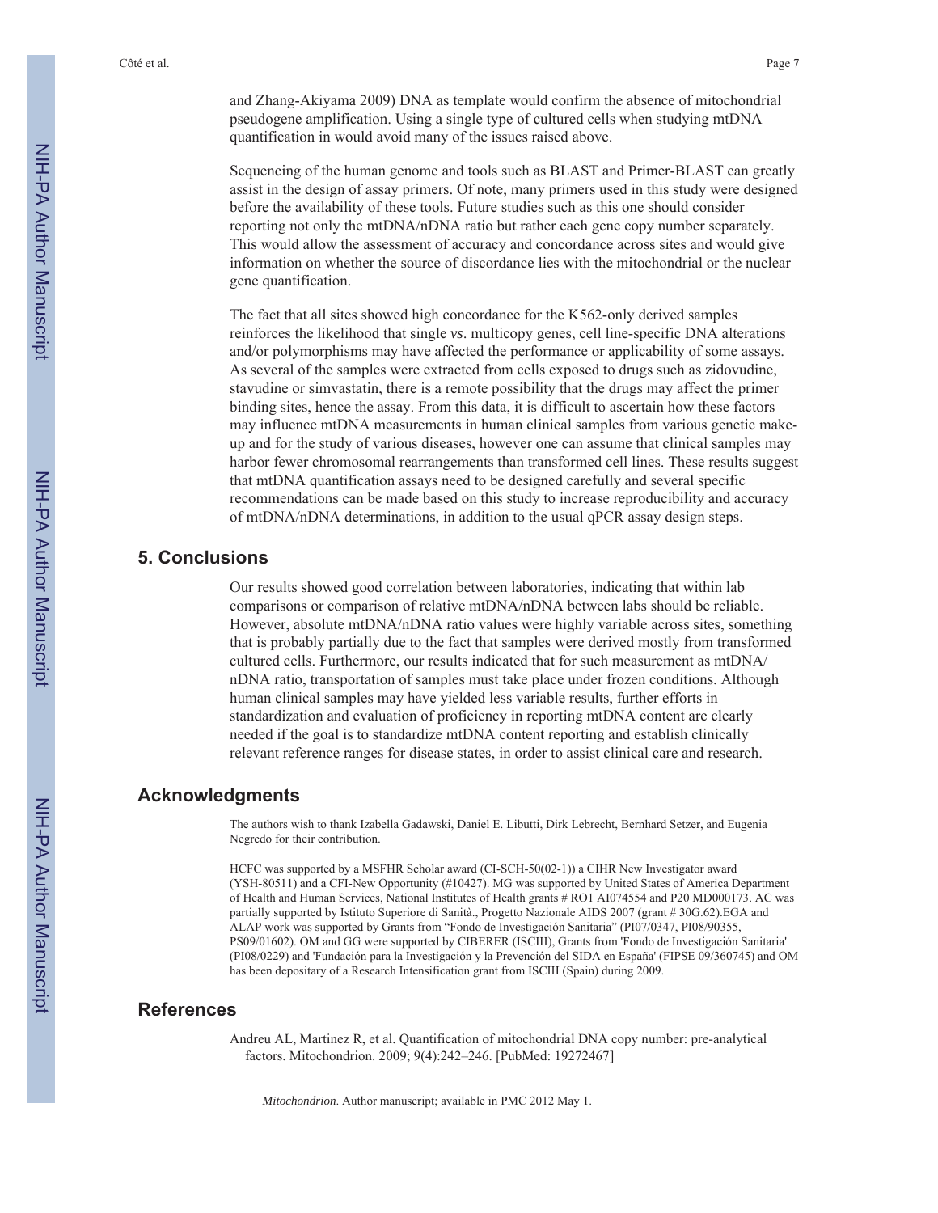and Zhang-Akiyama 2009) DNA as template would confirm the absence of mitochondrial pseudogene amplification. Using a single type of cultured cells when studying mtDNA quantification in would avoid many of the issues raised above.

Sequencing of the human genome and tools such as BLAST and Primer-BLAST can greatly assist in the design of assay primers. Of note, many primers used in this study were designed before the availability of these tools. Future studies such as this one should consider reporting not only the mtDNA/nDNA ratio but rather each gene copy number separately. This would allow the assessment of accuracy and concordance across sites and would give information on whether the source of discordance lies with the mitochondrial or the nuclear gene quantification.

The fact that all sites showed high concordance for the K562-only derived samples reinforces the likelihood that single *vs*. multicopy genes, cell line-specific DNA alterations and/or polymorphisms may have affected the performance or applicability of some assays. As several of the samples were extracted from cells exposed to drugs such as zidovudine, stavudine or simvastatin, there is a remote possibility that the drugs may affect the primer binding sites, hence the assay. From this data, it is difficult to ascertain how these factors may influence mtDNA measurements in human clinical samples from various genetic make-up and for the study of various diseases, however one can assume that clinical samples may harbor fewer chromosomal rearrangements than transformed cell lines. These results suggest that mtDNA quantification assays need to be designed carefully and several specific recommendations can be made based on this study to increase reproducibility and accuracy of mtDNA/nDNA determinations, in addition to the usual qPCR assay design steps.

## 5. Conclusions

Our results showed good correlation between laboratories, indicating that within lab comparisons or comparison of relative mtDNA/nDNA between labs should be reliable. However, absolute mtDNA/nDNA ratio values were highly variable across sites, something that is probably partially due to the fact that samples were derived mostly from transformed cultured cells. Furthermore, our results indicated that for such measurement as mtDNA/nDNA ratio, transportation of samples must take place under frozen conditions. Although human clinical samples may have yielded less variable results, further efforts in standardization and evaluation of proficiency in reporting mtDNA content are clearly needed if the goal is to standardize mtDNA content reporting and establish clinically relevant reference ranges for disease states, in order to assist clinical care and research.

## Acknowledgments

The authors wish to thank Izabella Gadawski, Daniel E. Libutti, Dirk Lebrecht, Bernhard Setzer, and Eugenia Negredo for their contribution.

HCFC was supported by a MSFHR Scholar award (CI-SCH-50(02-1)) a CIHR New Investigator award (YSH-80511) and a CFI-New Opportunity (#10427). MG was supported by United States of America Department of Health and Human Services, National Institutes of Health grants # RO1 AI074554 and P20 MD000173. AC was partially supported by Istituto Superiore di Sanità., Progetto Nazionale AIDS 2007 (grant # 30G.62).EGA and ALAP work was supported by Grants from "Fondo de Investigación Sanitaria" (PI07/0347, PI08/90355, PS09/01602). OM and GG were supported by CIBERER (ISCIII), Grants from 'Fondo de Investigación Sanitaria' (PI08/0229) and 'Fundación para la Investigación y la Prevención del SIDA en España' (FIPSE 09/360745) and OM has been depositary of a Research Intensification grant from ISCIII (Spain) during 2009.

## References

Andreu AL, Martinez R, et al. Quantification of mitochondrial DNA copy number: pre-analytical factors. Mitochondrion. 2009; 9(4):242–246. [PubMed: 19272467]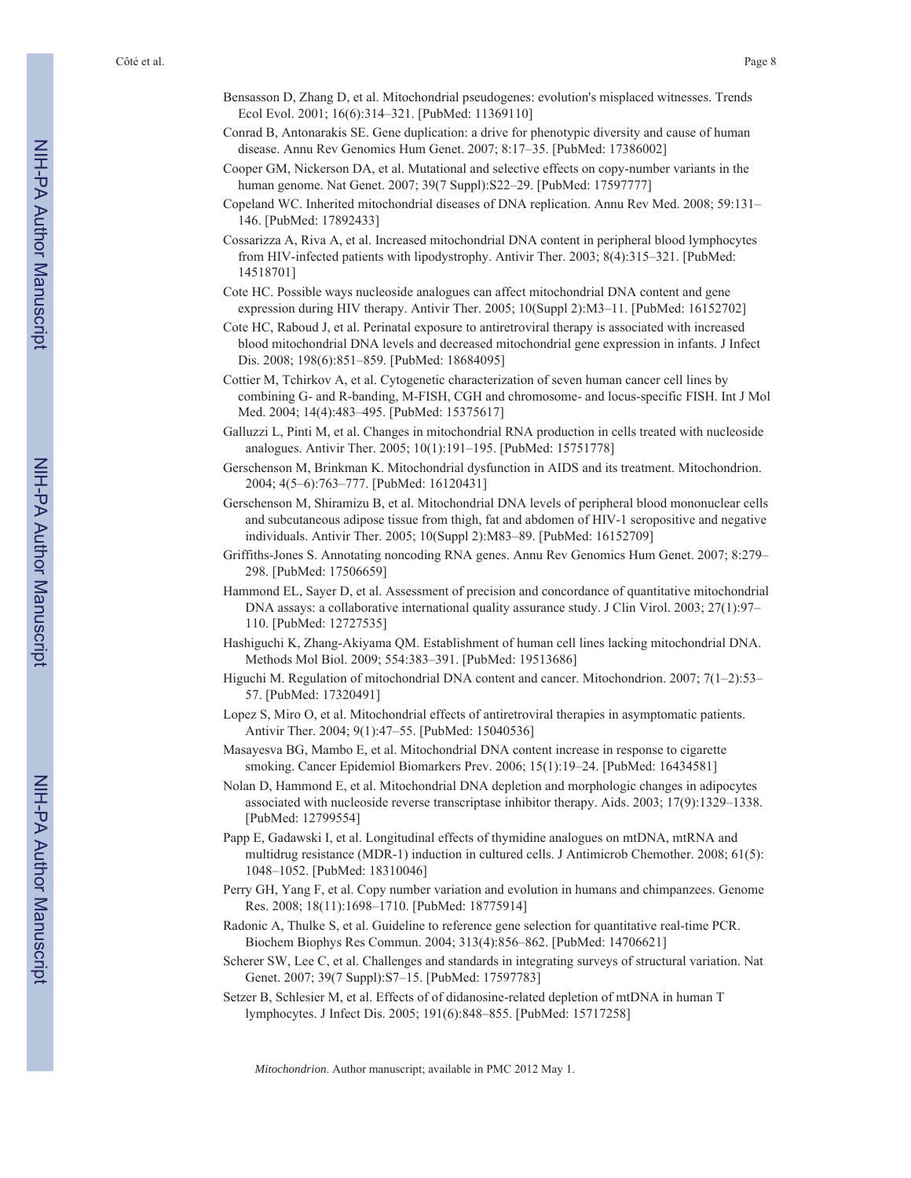Bensasson D, Zhang D, et al. Mitochondrial pseudogenes: evolution's misplaced witnesses. Trends Ecol Evol. 2001; 16(6):314–321. [PubMed: 11369110]

Conrad B, Antonarakis SE. Gene duplication: a drive for phenotypic diversity and cause of human disease. Annu Rev Genomics Hum Genet. 2007; 8:17–35. [PubMed: 17386002]

Cooper GM, Nickerson DA, et al. Mutational and selective effects on copy-number variants in the human genome. Nat Genet. 2007; 39(7 Suppl):S22–29. [PubMed: 17597777]

Copeland WC. Inherited mitochondrial diseases of DNA replication. Annu Rev Med. 2008; 59:131–146. [PubMed: 17892433]

Cossarizza A, Riva A, et al. Increased mitochondrial DNA content in peripheral blood lymphocytes from HIV-infected patients with lipodystrophy. Antivir Ther. 2003; 8(4):315–321. [PubMed: 14518701]

Cote HC. Possible ways nucleoside analogues can affect mitochondrial DNA content and gene expression during HIV therapy. Antivir Ther. 2005; 10(Suppl 2):M3–11. [PubMed: 16152702]

Cote HC, Raboud J, et al. Perinatal exposure to antiretroviral therapy is associated with increased blood mitochondrial DNA levels and decreased mitochondrial gene expression in infants. J Infect Dis. 2008; 198(6):851–859. [PubMed: 18684095]

Cottier M, Tchirkov A, et al. Cytogenetic characterization of seven human cancer cell lines by combining G- and R-banding, M-FISH, CGH and chromosome- and locus-specific FISH. Int J Mol Med. 2004; 14(4):483–495. [PubMed: 15375617]

Galluzzi L, Pinti M, et al. Changes in mitochondrial RNA production in cells treated with nucleoside analogues. Antivir Ther. 2005; 10(1):191–195. [PubMed: 15751778]

Gerschenson M, Brinkman K. Mitochondrial dysfunction in AIDS and its treatment. Mitochondrion. 2004; 4(5–6):763–777. [PubMed: 16120431]

Gerschenson M, Shiramizu B, et al. Mitochondrial DNA levels of peripheral blood mononuclear cells and subcutaneous adipose tissue from thigh, fat and abdomen of HIV-1 seropositive and negative individuals. Antivir Ther. 2005; 10(Suppl 2):M83–89. [PubMed: 16152709]

Griffiths-Jones S. Annotating noncoding RNA genes. Annu Rev Genomics Hum Genet. 2007; 8:279–298. [PubMed: 17506659]

Hammond EL, Sayer D, et al. Assessment of precision and concordance of quantitative mitochondrial DNA assays: a collaborative international quality assurance study. J Clin Virol. 2003; 27(1):97–110. [PubMed: 12727535]

Hashiguchi K, Zhang-Akiyama QM. Establishment of human cell lines lacking mitochondrial DNA. Methods Mol Biol. 2009; 554:383–391. [PubMed: 19513686]

Higuchi M. Regulation of mitochondrial DNA content and cancer. Mitochondrion. 2007; 7(1–2):53–57. [PubMed: 17320491]

Lopez S, Miro O, et al. Mitochondrial effects of antiretroviral therapies in asymptomatic patients. Antivir Ther. 2004; 9(1):47–55. [PubMed: 15040536]

Masayesva BG, Mambo E, et al. Mitochondrial DNA content increase in response to cigarette smoking. Cancer Epidemiol Biomarkers Prev. 2006; 15(1):19–24. [PubMed: 16434581]

Nolan D, Hammond E, et al. Mitochondrial DNA depletion and morphologic changes in adipocytes associated with nucleoside reverse transcriptase inhibitor therapy. Aids. 2003; 17(9):1329–1338. [PubMed: 12799554]

Papp E, Gadawski I, et al. Longitudinal effects of thymidine analogues on mtDNA, mtRNA and multidrug resistance (MDR-1) induction in cultured cells. J Antimicrob Chemother. 2008; 61(5):1048–1052. [PubMed: 18310046]

Perry GH, Yang F, et al. Copy number variation and evolution in humans and chimpanzees. Genome Res. 2008; 18(11):1698–1710. [PubMed: 18775914]

Radonic A, Thulke S, et al. Guideline to reference gene selection for quantitative real-time PCR. Biochem Biophys Res Commun. 2004; 313(4):856–862. [PubMed: 14706621]

Scherer SW, Lee C, et al. Challenges and standards in integrating surveys of structural variation. Nat Genet. 2007; 39(7 Suppl):S7–15. [PubMed: 17597783]

Setzer B, Schlesier M, et al. Effects of of didanosine-related depletion of mtDNA in human T lymphocytes. J Infect Dis. 2005; 191(6):848–855. [PubMed: 15717258]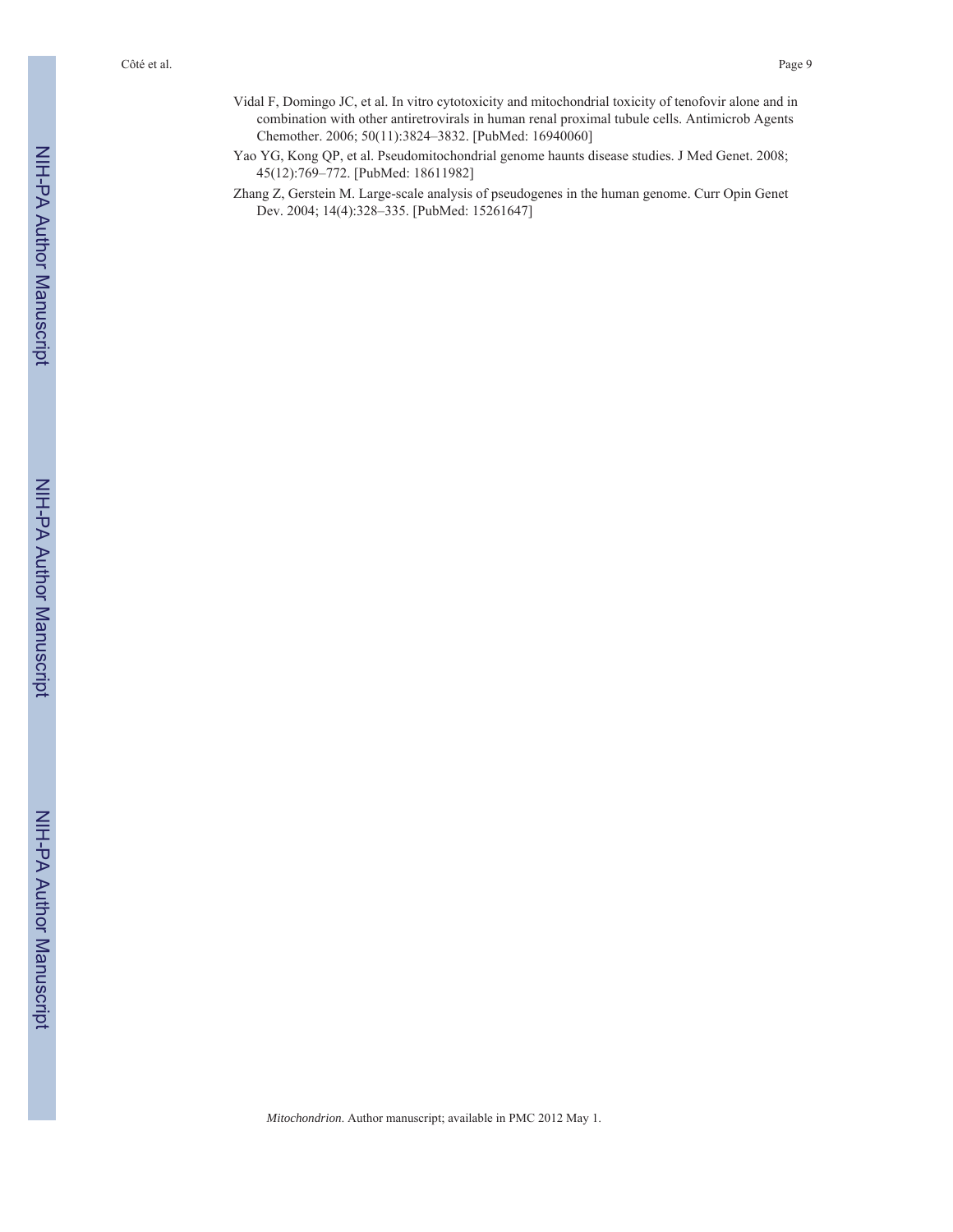Vidal F, Domingo JC, et al. In vitro cytotoxicity and mitochondrial toxicity of tenofovir alone and in combination with other antiretrovirals in human renal proximal tubule cells. Antimicrob Agents Chemother. 2006; 50(11):3824–3832. [PubMed: 16940060]

Yao YG, Kong QP, et al. Pseudomitochondrial genome haunts disease studies. J Med Genet. 2008; 45(12):769–772. [PubMed: 18611982]

Zhang Z, Gerstein M. Large-scale analysis of pseudogenes in the human genome. Curr Opin Genet Dev. 2004; 14(4):328–335. [PubMed: 15261647]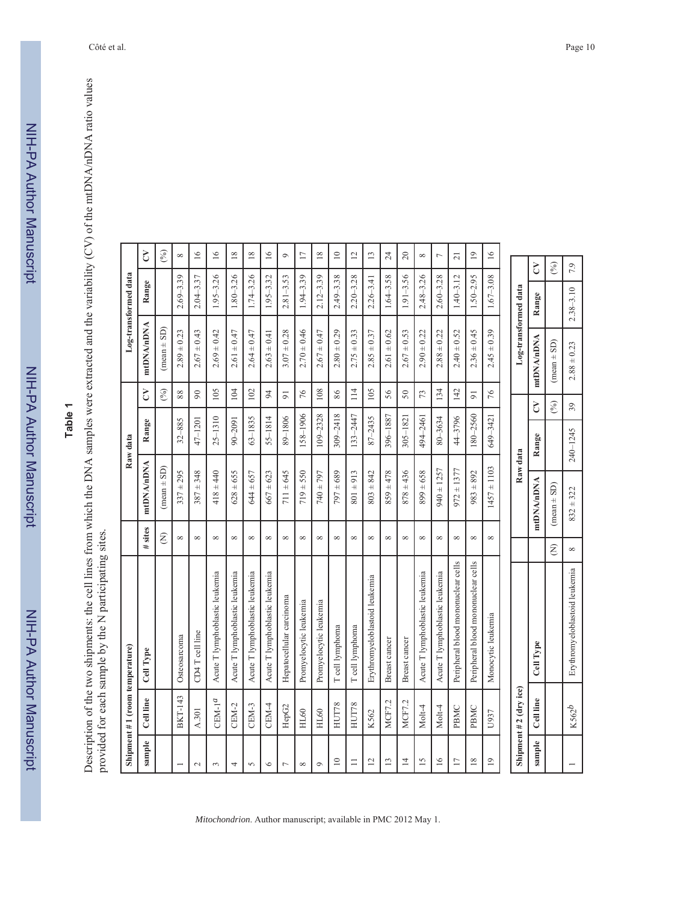## Table 1

Description of the two shipments: the cell lines from which the DNA samples were extracted and the variability (CV) of the mtDNA/nDNA ratio values provided for each sample by the N participating sites.

| Shipment #1 (room temperature) | | | | Raw data | | | Log-transformed data | | |
|---|---|---|---|---|---|---|---|---|---|
| sample | Cell line | Cell Type | # sites | mtDNA/nDNA | Range | CV | mtDNA/nDNA | Range | CV |
| | | | (N) | (mean ± SD) | | (%) | (mean ± SD) | | (%) |
| 1 | BKT-143 | Osteosarcoma | 8 | 337 ± 295 | 32–885 | 88 | 2.89 ± 0.23 | 2.69–3.39 | 8 |
| 2 | A.301 | CD4 T cell line | 8 | 387 ± 348 | 47–1201 | 90 | 2.67 ± 0.43 | 2.04–3.37 | 16 |
| 3 | CEM-1[a] | Acute T lymphoblastic leukemia | 8 | 418 ± 440 | 25–1310 | 105 | 2.69 ± 0.42 | 1.95–3.26 | 16 |
| 4 | CEM-2 | Acute T lymphoblastic leukemia | 8 | 628 ± 655 | 90–2091 | 104 | 2.61 ± 0.47 | 1.80–3.26 | 18 |
| 5 | CEM-3 | Acute T lymphoblastic leukemia | 8 | 644 ± 657 | 63–1835 | 102 | 2.64 ± 0.47 | 1.74–3.26 | 18 |
| 6 | CEM-4 | Acute T lymphoblastic leukemia | 8 | 667 ± 623 | 55–1814 | 94 | 2.63 ± 0.41 | 1.95–3.32 | 16 |
| 7 | HepG2 | Hepatocellular carcinoma | 8 | 711 ± 645 | 89–1806 | 91 | 3.07 ± 0.28 | 2.81–3.53 | 9 |
| 8 | HL60 | Promyelocytic leukemia | 8 | 719 ± 550 | 158–1906 | 76 | 2.70 ± 0.46 | 1.94–3.39 | 17 |
| 9 | HL60 | Promyelocytic leukemia | 8 | 740 ± 797 | 109–2328 | 108 | 2.67 ± 0.47 | 2.12–3.39 | 18 |
| 10 | HUT78 | T cell lymphoma | 8 | 797 ± 689 | 309–2418 | 86 | 2.80 ± 0.29 | 2.49–3.38 | 10 |
| 11 | HUT78 | T cell lymphoma | 8 | 801 ± 913 | 133–2447 | 114 | 2.75 ± 0.33 | 2.20–3.28 | 12 |
| 12 | K562 | Erythromyeloblastoid leukemia | 8 | 803 ± 842 | 87–2435 | 105 | 2.85 ± 0.37 | 2.26–3.41 | 13 |
| 13 | MCF7.2 | Breast cancer | 8 | 859 ± 478 | 396–1887 | 56 | 2.61 ± 0.62 | 1.64–3.58 | 24 |
| 14 | MCF7.2 | Breast cancer | 8 | 878 ± 436 | 305–1821 | 50 | 2.67 ± 0.53 | 1.91–3.56 | 20 |
| 15 | Molt-4 | Acute T lymphoblastic leukemia | 8 | 899 ± 658 | 494–2461 | 73 | 2.90 ± 0.22 | 2.48–3.26 | 8 |
| 16 | Molt-4 | Acute T lymphoblastic leukemia | 8 | 940 ± 1257 | 80–3634 | 134 | 2.88 ± 0.22 | 2.60–3.28 | 7 |
| 17 | PBMC | Peripheral blood mononuclear cells | 8 | 972 ± 1377 | 44–3796 | 142 | 2.40 ± 0.52 | 1.40–3.12 | 21 |
| 18 | PBMC | Peripheral blood mononuclear cells | 8 | 983 ± 892 | 180–2560 | 91 | 2.36 ± 0.45 | 1.50–2.95 | 19 |
| 19 | U937 | Monocytic leukemia | 8 | 1457 ± 1103 | 649–3421 | 76 | 2.45 ± 0.39 | 1.67–3.08 | 16 |

| Shipment #2 (dry ice) | | | | Raw data | | | Log-transformed data | | |
|---|---|---|---|---|---|---|---|---|---|
| sample | Cell line | Cell Type | | mtDNA/nDNA | Range | CV | mtDNA/nDNA | Range | CV |
| | | | (N) | (mean ± SD) | | (%) | (mean ± SD) | | (%) |
| 1 | K562[b] | Erythromyeloblastoid leukemia | 8 | 832 ± 322 | 240–1245 | 39 | 2.88 ± 0.23 | 2.38–3.10 | 7.9 |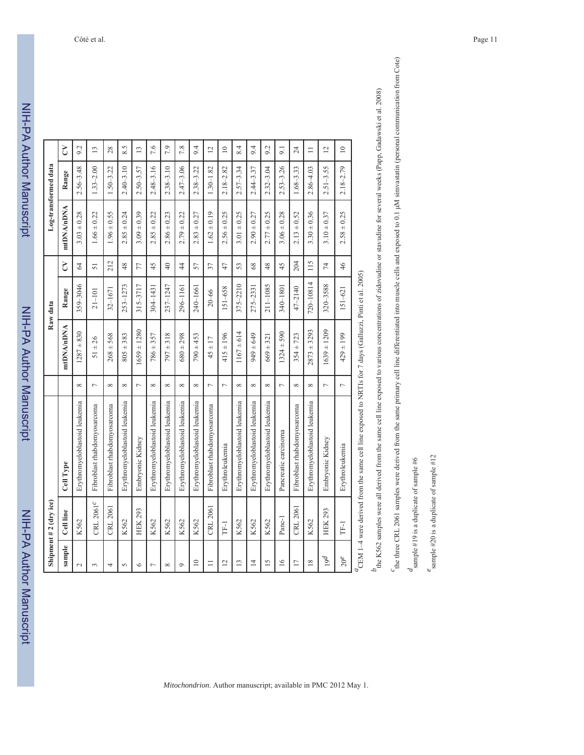| Shipment # 2 (dry ice) | | | | Raw data | | | Log-transformed data | | |
|---|---|---|---|---|---|---|---|---|---|
| sample | Cell line | Cell Type | | mtDNA/nDNA | Range | CV | mtDNA/nDNA | Range | CV |
| 2 | K562 | Erythromyeloblastoid leukemia | 8 | 1287 ± 830 | 359–3046 | 64 | 3.03 ± 0.28 | 2.56–3.48 | 9.2 |
| 3 | CRL 2061[c] | Fibroblast rhabdomyosarcoma | 7 | 51 ± 26 | 21–101 | 51 | 1.66 ± 0.22 | 1.33–2.00 | 13 |
| 4 | CRL 2061 | Fibroblast rhabdomyosarcoma | 8 | 268 ± 568 | 32–1671 | 212 | 1.96 ± 0.55 | 1.50–3.22 | 28 |
| 5 | K562 | Erythromyeloblastoid leukemia | 8 | 805 ± 383 | 253–1273 | 48 | 2.85 ± 0.24 | 2.40–3.10 | 8.5 |
| 6 | HEK 293 | Embryonic Kidney | 7 | 1659 ± 1280 | 315–3717 | 77 | 3.09 ± 0.39 | 2.50–3.57 | 13 |
| 7 | K562 | Erythromyeloblastoid leukemia | 8 | 786 ± 357 | 304–1431 | 45 | 2.85 ± 0.22 | 2.48–3.16 | 7.6 |
| 8 | K562 | Erythromyeloblastoid leukemia | 8 | 797 ± 318 | 237–1247 | 40 | 2.86 ± 0.23 | 2.38–3.10 | 7.9 |
| 9 | K562 | Erythromyeloblastoid leukemia | 8 | 680 ± 298 | 296–1161 | 44 | 2.79 ± 0.22 | 2.47–3.06 | 7.8 |
| 10 | K562 | Erythromyeloblastoid leukemia | 8 | 790 ± 453 | 240–1661 | 57 | 2.83 ± 0.27 | 2.38–3.22 | 9.4 |
| 11 | CRL 2061 | Fibroblast rhabdomyosarcoma | 7 | 45 ± 17 | 20–66 | 37 | 1.62 ± 0.19 | 1.30–1.82 | 12 |
| 12 | TF-1 | Erythroleukemia | 7 | 415 ± 196 | 151–658 | 47 | 2.56 ± 0.25 | 2.18–2.82 | 10 |
| 13 | K562 | Erythromyeloblastoid leukemia | 8 | 1167 ± 614 | 375–2210 | 53 | 3.01 ± 0.25 | 2.57–3.34 | 8.4 |
| 14 | K562 | Erythromyeloblastoid leukemia | 8 | 949 ± 649 | 275–2331 | 68 | 2.90 ± 0.27 | 2.44–3.37 | 9.4 |
| 15 | K562 | Erythromyeloblastoid leukemia | 8 | 669 ± 321 | 211–1085 | 48 | 2.77 ± 0.25 | 2.32–3.04 | 9.2 |
| 16 | Panc-1 | Pancreatic carcinoma | 7 | 1324 ± 590 | 340–1801 | 45 | 3.06 ± 0.28 | 2.53–3.26 | 9.1 |
| 17 | CRL 2061 | Fibroblast rhabdomyosarcoma | 8 | 354 ± 723 | 47–2140 | 204 | 2.13 ± 0.52 | 1.68–3.33 | 24 |
| 18 | K562 | Erythromyeloblastoid leukemia | 8 | 2873 ± 3293 | 720–10814 | 115 | 3.30 ± 0.36 | 2.86–4.03 | 11 |
| 19[d] | HEK 293 | Embryonic Kidney | 7 | 1639 ± 1209 | 320–3588 | 74 | 3.10 ± 0.37 | 2.51–3.55 | 12 |
| 20[e] | TF-1 | Erythroleukemia | 7 | 429 ± 199 | 151–621 | 46 | 2.58 ± 0.25 | 2.18–2.79 | 10 |

[a] CEM 1–4 were derived from the same cell line exposed to NRTIs for 7 days (Galluzzi, Pinti et al. 2005)

[b] the K562 samples were all derived from the same cell line exposed to various concentrations of zidovudine or stavudine for several weeks (Papp, Gadawski et al. 2008)

[c] the three CRL 2061 samples were derived from the same primary cell line differentiated into muscle cells and exposed to 0.1 μM simvastatin (personal communication from Cote)

[d] sample #19 is a duplicate of sample #6

[e] sample #20 is a duplicate of sample #12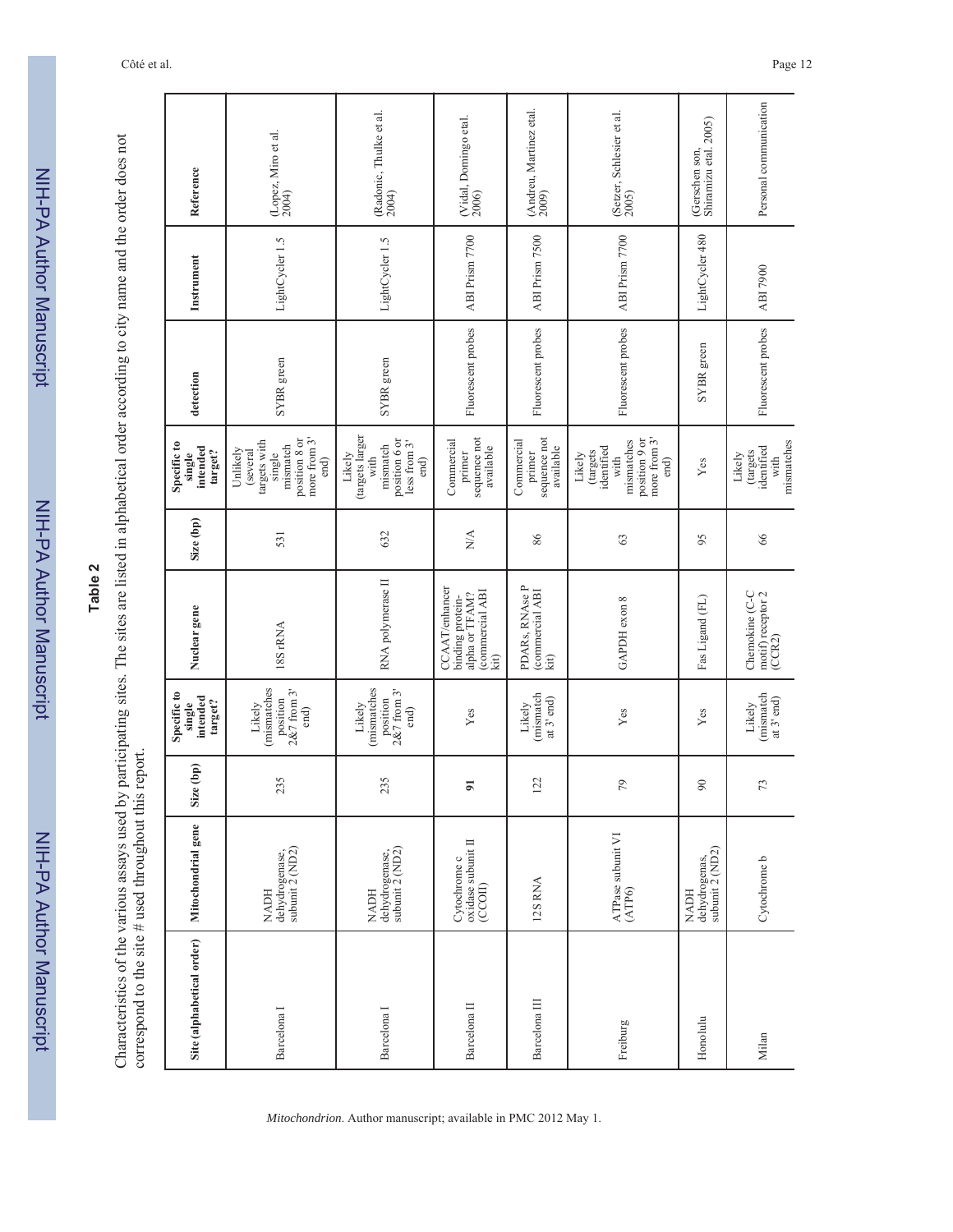## Table 2

Characteristics of the various assays used by participating sites. The sites are listed in alphabetical order according to city name and the order does not correspond to the site # used throughout this report.

| Site (alphabetical order) | Mitochondrial gene | Size (bp) | Specific to single intended target? | Nuclear gene | Size (bp) | Specific to single intended target? | detection | Instrument | Reference |
|---|---|---|---|---|---|---|---|---|---|
| Barcelona I | NADH dehydrogenase, subunit 2 (ND2) | 235 | Likely (mismatches position 2&7 from 3' end) | 18S rRNA | 531 | Unlikely (several targets with single mismatch position 8 or more from 3' end) | SYBR green | LightCycler 1.5 | (Lopez, Miro et al. 2004) |
| Barcelona I | NADH dehydrogenase, subunit 2 (ND2) | 235 | Likely (mismatches position 2&7 from 3' end) | RNA polymerase II | 632 | Likely (targets larger with mismatch position 6 or less from 3' end) | SYBR green | LightCycler 1.5 | (Radonic, Thulke et al. 2004) |
| Barcelona II | Cytochrome c oxidase subunit II (CCOII) | **91** | Yes | CCAAT/enhancer binding protein-alpha or TFAM? (commercial ABI kit) | N/A | Commercial primer sequence not available | Fluorescent probes | ABI Prism 7700 | (Vidal, Domingo etal. 2006) |
| Barcelona III | 12S RNA | 122 | Likely (mismatch at 3' end) | PDARs, RNAse P (commercial ABI kit) | 86 | Commercial primer sequence not available | Fluorescent probes | ABI Prism 7500 | (Andreu, Martinez etal. 2009) |
| Freiburg | ATPase subunit VI (ATP6) | 79 | Yes | GAPDH exon 8 | 63 | Likely (targets identified with mismatches position 9 or more from 3' end) | Fluorescent probes | ABI Prism 7700 | (Setzer, Schlesier et al. 2005) |
| Honolulu | NADH dehydrogenas, subunit 2 (ND2) | 90 | Yes | Fas Ligand (FL) | 95 | Yes | SYBR green | LightCycler 480 | (Gerschen son, Shiramizu etal. 2005) |
| Milan | Cytochrome b | 73 | Likely (mismatch at 3' end) | Chemokine (C-C motif) receptor 2 (CCR2) | 66 | Likely (targets identified with mismatches | Fluorescent probes | ABI 7900 | Personal communication |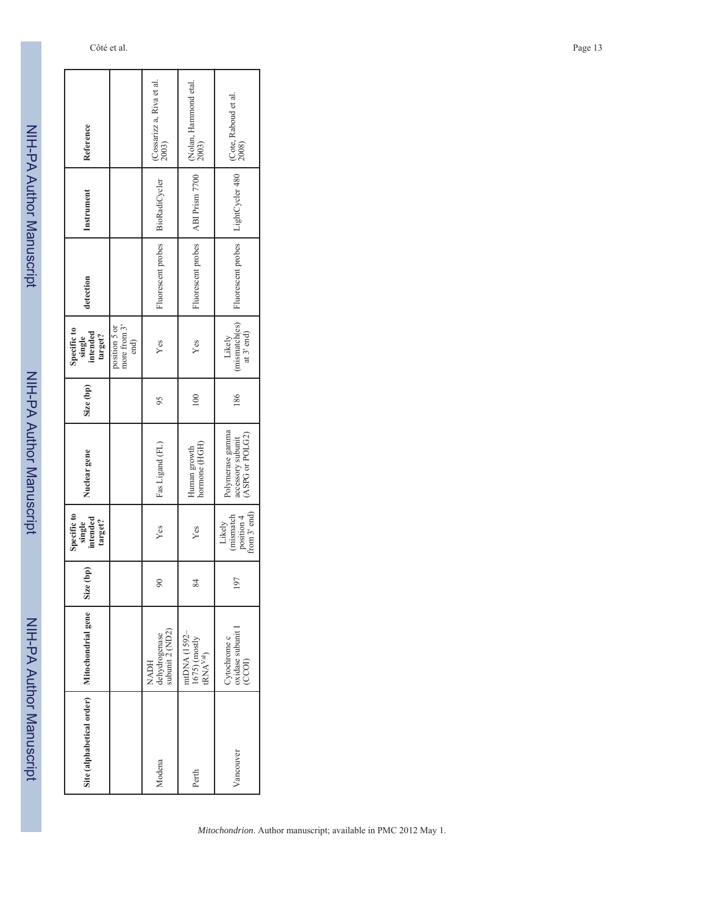| Site (alphabetical order) | Mitochondrial gene | Size (bp) | Specific to single intended target? | Nuclear gene | Size (bp) | Specific to single intended target? | detection | Instrument | Reference |
|---|---|---|---|---|---|---|---|---|---|
| | | | | | | position 5 or more from 3' end) | | | |
| Modena | NADH dehydrogenase subunit 2 (ND2) | 90 | Yes | Fas Ligand (FL) | 95 | Yes | Fluorescent probes | BioRadiCycler | (Cossarizz a, Riva et al. 2003) |
| Perth | mtDNA (1592–1675) (mostly $tRNA^{Val}$) | 84 | Yes | Human growth hormone (HGH) | 100 | Yes | Fluorescent probes | ABI Prism 7700 | (Nolan, Hammond etal. 2003) |
| Vancouver | Cytochrome c oxidase subunit I (CCOI) | 197 | Likely (mismatch position 4 from 3' end) | Polymerase gamma accessory subunit (ASPG or POLG2) | 186 | Likely (mismatch(es) at 3' end) | Fluorescent probes | LightCycler 480 | (Cote, Raboud et al. 2008) |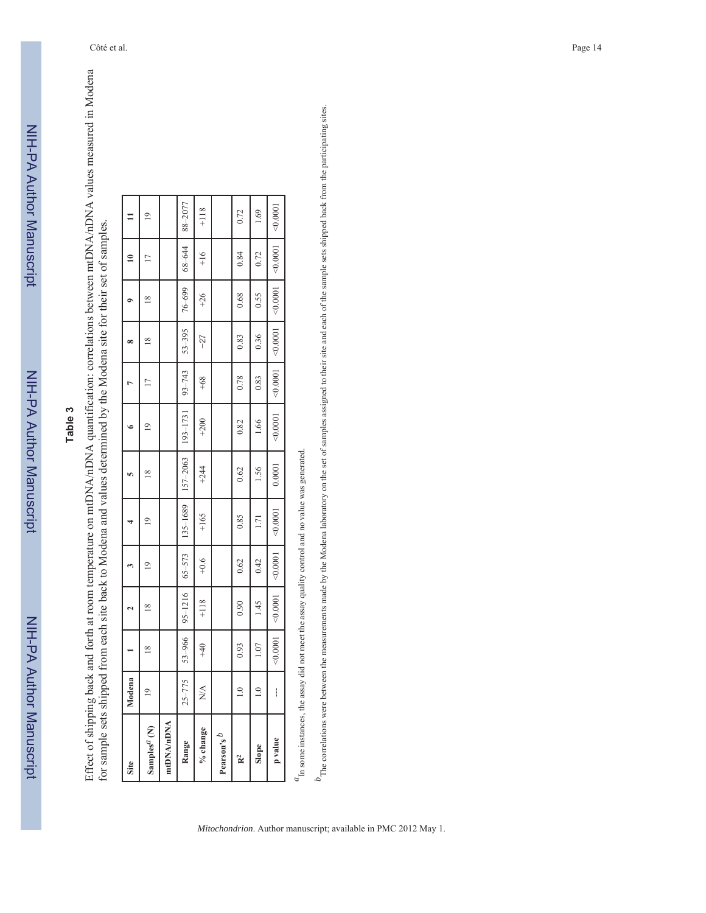## Table 3

Effect of shipping back and forth at room temperature on mtDNA/nDNA quantification: correlations between mtDNA/nDNA values measured in Modena for sample sets shipped from each site back to Modena and values determined by the Modena site for their set of samples.

| Site | Modena | 1 | 2 | 3 | 4 | 5 | 6 | 7 | 8 | 9 | 10 | 11 |
|---|---|---|---|---|---|---|---|---|---|---|---|---|
| Samples[a] (N) | 19 | 18 | 18 | 19 | 19 | 18 | 19 | 17 | 18 | 18 | 17 | 19 |
| **mtDNA/nDNA** | | | | | | | | | | | | |
| Range | 25–775 | 53–966 | 95–1216 | 65–573 | 135–1689 | 157–2063 | 193–1731 | 93–743 | 53–395 | 76–699 | 68–644 | 88–2077 |
| % change | N/A | +40 | +118 | +0.6 | +165 | +244 | +200 | +68 | −27 | +26 | +16 | +118 |
| **Pearson's**[b] | | | | | | | | | | | | |
| $R^2$ | 1.0 | 0.93 | 0.90 | 0.62 | 0.85 | 0.62 | 0.82 | 0.78 | 0.83 | 0.68 | 0.84 | 0.72 |
| Slope | 1.0 | 1.07 | 1.45 | 0.42 | 1.71 | 1.56 | 1.66 | 0.83 | 0.36 | 0.55 | 0.72 | 1.69 |
| p value | --- | <0.0001 | <0.0001 | <0.0001 | <0.0001 | 0.0001 | <0.0001 | <0.0001 | <0.0001 | <0.0001 | <0.0001 | <0.0001 |

[a] In some instances, the assay did not meet the assay quality control and no value was generated.

[b] The correlations were between the measurements made by the Modena laboratory on the set of samples assigned to their site and each of the sample sets shipped back from the participating sites.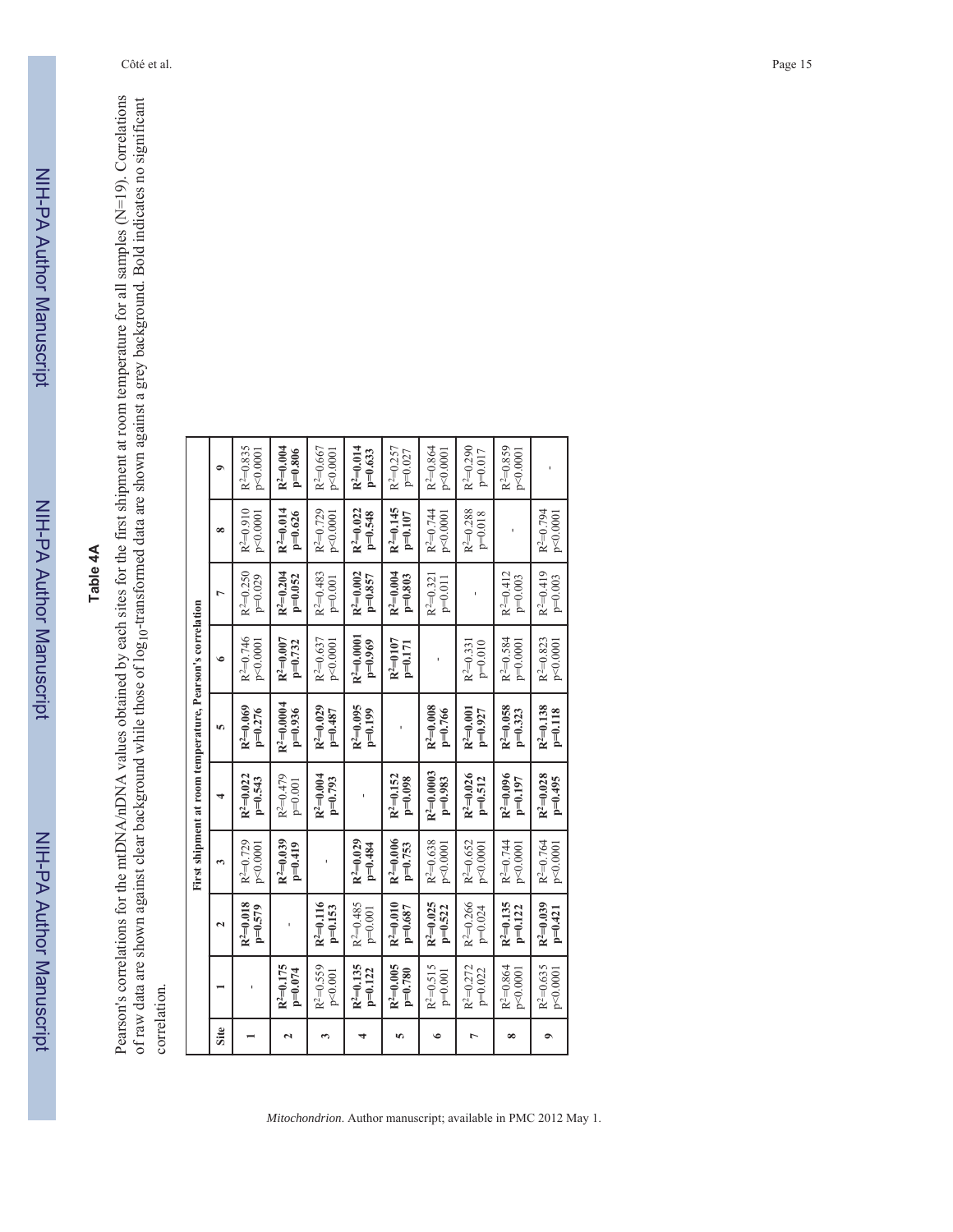## Table 4A

Pearson's correlations for the mtDNA/nDNA values obtained by each sites for the first shipment at room temperature for all samples (N=19). Correlations of raw data are shown against clear background while those of $log_{10}$-transformed data are shown against a grey background. Bold indicates no significant correlation.

| Site | First shipment at room temperature, Pearson's correlation | | | | | | | | |
|---|---|---|---|---|---|---|---|---|---|
| | 1 | 2 | 3 | 4 | 5 | 6 | 7 | 8 | 9 |
| 1 | - | **$R^2$=0.018 p=0.579** | $R^2$=0.729 p<0.0001 | **$R^2$=0.022 p=0.543** | **$R^2$=0.069 p=0.276** | $R^2$=0.746 p<0.0001 | $R^2$=0.250 p=0.029 | $R^2$=0.910 p<0.0001 | $R^2$=0.835 p<0.0001 |
| 2 | **$R^2$=0.175 p=0.074** | - | **$R^2$=0.039 p=0.419** | $R^2$=0.479 p=0.001 | **$R^2$=0.0004 p=0.936** | **$R^2$=0.007 p=0.732** | **$R^2$=0.204 p=0.052** | **$R^2$=0.014 p=0.626** | **$R^2$=0.004 p=0.806** |
| 3 | $R^2$=0.559 p<0.001 | **$R^2$=0.116 p=0.153** | - | **$R^2$=0.004 p=0.793** | **$R^2$=0.029 p=0.487** | $R^2$=0.637 p<0.0001 | $R^2$=0.483 p=0.001 | $R^2$=0.729 p<0.0001 | $R^2$=0.667 p<0.0001 |
| 4 | **$R^2$=0.135 p=0.122** | $R^2$=0.485 p=0.001 | **$R^2$=0.029 p=0.484** | - | **$R^2$=0.095 p=0.199** | **$R^2$=0.0001 p=0.969** | **$R^2$=0.002 p=0.857** | **$R^2$=0.022 p=0.548** | **$R^2$=0.014 p=0.633** |
| 5 | **$R^2$=0.005 p=0.780** | **$R^2$=0.010 p=0.687** | **$R^2$=0.006 p=0.753** | **$R^2$=0.152 p=0.098** | - | **$R^2$=0107 p=0.171** | **$R^2$=0.004 p=0.803** | **$R^2$=0.145 p=0.107** | $R^2$=0.257 p=0.027 |
| 6 | $R^2$=0.515 p=0.001 | **$R^2$=0.025 p=0.522** | $R^2$=0.638 p<0.0001 | **$R^2$=0.0003 p=0.983** | **$R^2$=0.008 p=0.766** | - | $R^2$=0.321 p=0.011 | $R^2$=0.744 p<0.0001 | $R^2$=0.864 p<0.0001 |
| 7 | $R^2$=0.272 p=0.022 | $R^2$=0.266 p=0.024 | $R^2$=0.652 p<0.0001 | **$R^2$=0.026 p=0.512** | **$R^2$=0.001 p=0.927** | $R^2$=0.331 p=0.010 | - | $R^2$=0.288 p=0.018 | $R^2$=0.290 p=0.017 |
| 8 | $R^2$=0.864 p<0.0001 | **$R^2$=0.135 p=0.122** | $R^2$=0.744 p<0.0001 | **$R^2$=0.096 p=0.197** | **$R^2$=0.058 p=0.323** | $R^2$=0.584 p=0.0001 | $R^2$=0.412 p=0.003 | - | $R^2$=0.859 p<0.0001 |
| 9 | $R^2$=0.635 p<0.0001 | **$R^2$=0.039 p=0.421** | $R^2$=0.764 p<0.0001 | **$R^2$=0.028 p=0.495** | **$R^2$=0.138 p=0.118** | $R^2$=0.823 p<0.0001 | $R^2$=0.419 p=0.003 | $R^2$=0.794 p<0.0001 | - |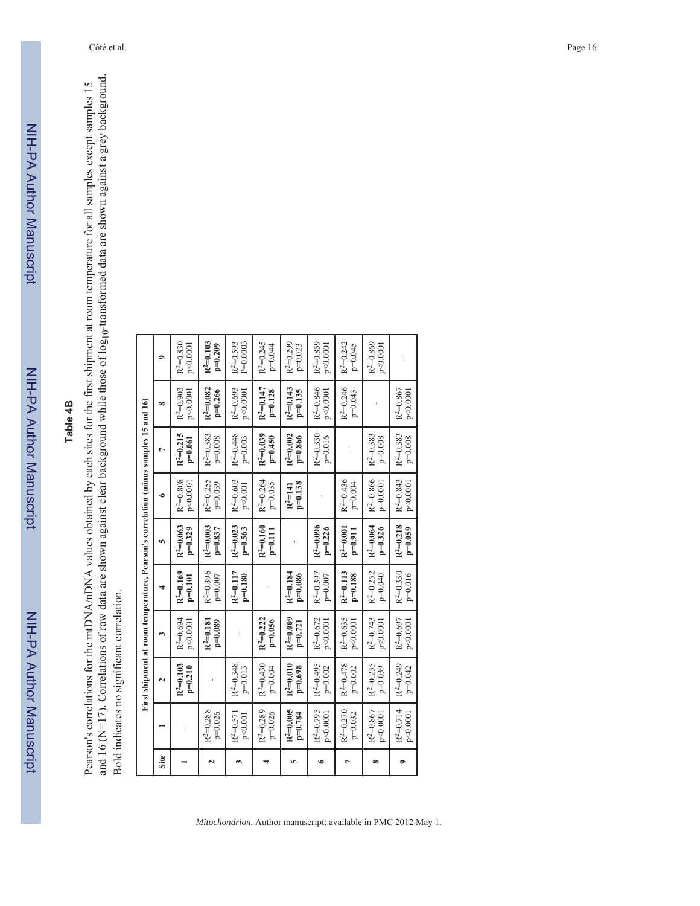## Table 4B

Pearson's correlations for the mtDNA/nDNA values obtained by each sites for the first shipment at room temperature for all samples except samples 15 and 16 (N=17). Correlations of raw data are shown against clear background while those of $\log_{10}$-transformed data are shown against a grey background. Bold indicates no significant correlation.

| Site | First shipment at room temperature, Pearson's correlation (minus samples 15 and 16) | | | | | | | | |
|---|---|---|---|---|---|---|---|---|---|
| | 1 | 2 | 3 | 4 | 5 | 6 | 7 | 8 | 9 |
| 1 | - | **$R^2$=0.103 p=0.210** | $R^2$=0.694 p<0.0001 | **$R^2$=0.169 p=0.101** | **$R^2$=0.063 p=0.329** | $R^2$=0.808 p<0.0001 | **$R^2$=0.215 p=0.061** | $R^2$=0.903 p<0.0001 | $R^2$=0.830 p<0.0001 |
| 2 | $R^2$=0.288 p=0.026 | - | **$R^2$=0.181 p=0.089** | $R^2$=0.396 p=0.007 | **$R^2$=0.003 p=0.837** | $R^2$=0.255 p=0.039 | $R^2$=0.383 p=0.008 | **$R^2$=0.082 p=0.266** | **$R^2$=0.103 p=0.209** |
| 3 | $R^2$=0.571 p<0.001 | $R^2$=0.348 p=0.013 | - | **$R^2$=0.117 p=0.180** | **$R^2$=0.023 p=0.563** | $R^2$=0.603 p<0.001 | $R^2$=0.448 p=0.003 | $R^2$=0.693 p<0.0001 | $R^2$=0.593 P=0.0003 |
| 4 | $R^2$=0.289 p=0.026 | $R^2$=0.430 p=0.004 | **$R^2$=0.222 p=0.056** | - | **$R^2$=0.160 p=0.111** | $R^2$=0.264 p=0.035 | **$R^2$=0.039 p=0.450** | **$R^2$=0.147 p=0.128** | $R^2$=0.245 p=0.044 |
| 5 | **$R^2$=0.005 p=0.784** | **$R^2$=0.010 p=0.698** | **$R^2$=0.009 p=0.721** | **$R^2$=0.184 p=0.086** | - | **$R^2$=141 p=0.138** | **$R^2$=0.002 p=0.866** | **$R^2$=0.143 p=0.135** | $R^2$=0.299 p=0.023 |
| 6 | $R^2$=0.795 p<0.0001 | $R^2$=0.495 p=0.002 | $R^2$=0.672 p<0.0001 | $R^2$=0.397 p=0.007 | **$R^2$=0.096 p=0.226** | - | $R^2$=0.330 p=0.016 | $R^2$=0.846 p<0.0001 | $R^2$=0.859 p<0.0001 |
| 7 | $R^2$=0.270 p=0.032 | $R^2$=0.478 p=0.002 | $R^2$=0.635 p<0.0001 | **$R^2$=0.113 p=0.188** | **$R^2$=0.001 p=0.911** | $R^2$=0.436 p=0.004 | - | $R^2$=0.246 p=0.043 | $R^2$=0.242 p=0.045 |
| 8 | $R^2$=0.867 p<0.0001 | $R^2$=0.255 p=0.039 | $R^2$=0.743 p<0.0001 | $R^2$=0.252 p=0.040 | **$R^2$=0.064 p=0.326** | $R^2$=0.866 p=0.0001 | $R^2$=0.383 p=0.008 | - | $R^2$=0.869 p<0.0001 |
| 9 | $R^2$=0.714 p<0.0001 | $R^2$=0.249 p=0.042 | $R^2$=0.697 p<0.0001 | $R^2$=0.330 p=0.016 | **$R^2$=0.218 p=0.059** | $R^2$=0.843 p<0.0001 | $R^2$=0.383 p=0.008 | $R^2$=0.867 p<0.0001 | - |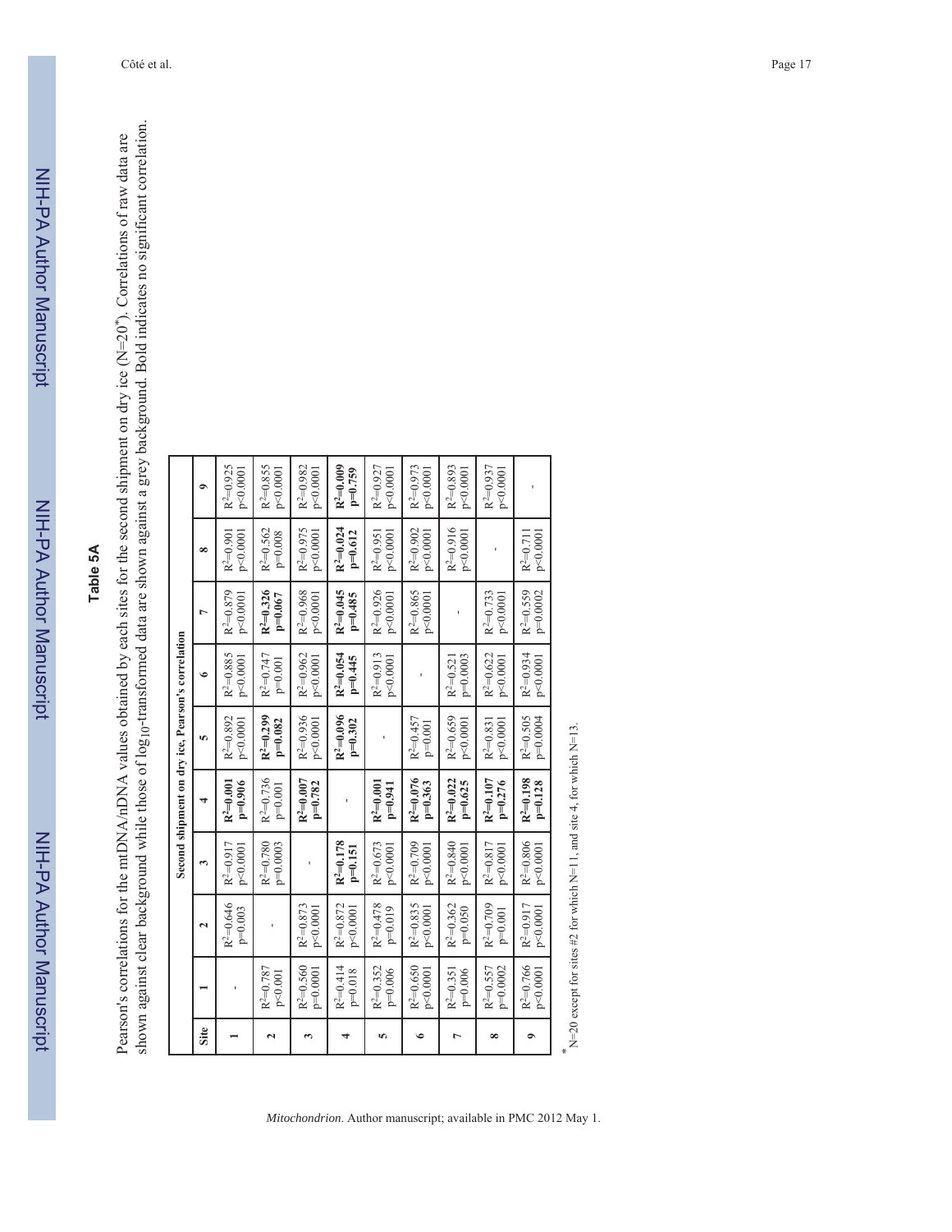## Table 5A

Pearson's correlations for the mtDNA/nDNA values obtained by each sites for the second shipment on dry ice (N=20*). Correlations of raw data are shown against clear background while those of $log_{10}$-transformed data are shown against a grey background. Bold indicates no significant correlation.

| Site | Second shipment on dry ice, Pearson's correlation | | | | | | | | |
|---|---|---|---|---|---|---|---|---|---|
| | **1** | **2** | **3** | **4** | **5** | **6** | **7** | **8** | **9** |
| **1** | - | $R^2$=0.646 p=0.003 | $R^2$=0.917 p<0.0001 | **$R^2$=0.001 p=0.906** | $R^2$=0.892 p<0.0001 | $R^2$=0.885 p<0.0001 | $R^2$=0.879 p<0.0001 | $R^2$=0.901 p<0.0001 | $R^2$=0.925 p<0.0001 |
| **2** | $R^2$=0.787 p<0.001 | - | $R^2$=0.780 p=0.0003 | $R^2$=0.736 p=0.001 | **$R^2$=0.299 p=0.082** | $R^2$=0.747 p=0.001 | **$R^2$=0.326 p=0.067** | $R^2$=0.562 p=0.008 | $R^2$=0.855 p<0.0001 |
| **3** | $R^2$=0.560 p=0.0001 | $R^2$=0.873 p<0.0001 | - | **$R^2$=0.007 p=0.782** | $R^2$=0.936 p<0.0001 | $R^2$=0.962 p<0.0001 | $R^2$=0.968 p<0.0001 | $R^2$=0.975 p<0.0001 | $R^2$=0.982 p<0.0001 |
| **4** | $R^2$=0.414 p=0.018 | $R^2$=0.872 p<0.0001 | **$R^2$=0.178 p=0.151** | - | **$R^2$=0.096 p=0.302** | **$R^2$=0.054 p=0.445** | **$R^2$=0.045 p=0.485** | **$R^2$=0.024 p=0.612** | **$R^2$=0.009 p=0.759** |
| **5** | $R^2$=0.352 p=0.006 | $R^2$=0.478 p=0.019 | $R^2$=0.673 p<0.0001 | **$R^2$=0.001 p=0.941** | - | $R^2$=0.913 p<0.0001 | $R^2$=0.926 p<0.0001 | $R^2$=0.951 p<0.0001 | $R^2$=0.927 p<0.0001 |
| **6** | $R^2$=0.650 p<0.0001 | $R^2$=0.835 p<0.0001 | $R^2$=0.709 p<0.0001 | **$R^2$=0.076 p=0.363** | $R^2$=0.457 p=0.001 | - | $R^2$=0.865 p<0.0001 | $R^2$=0.902 p<0.0001 | $R^2$=0.973 p<0.0001 |
| **7** | $R^2$=0.351 p=0.006 | $R^2$=0.362 p=0.050 | $R^2$=0.840 p<0.0001 | **$R^2$=0.022 p=0.625** | $R^2$=0.659 p<0.0001 | $R^2$=0.521 p=0.0003 | - | $R^2$=0.916 p<0.0001 | $R^2$=0.893 p<0.0001 |
| **8** | $R^2$=0.557 p=0.0002 | $R^2$=0.709 p=0.001 | $R^2$=0.817 p<0.0001 | **$R^2$=0.107 p=0.276** | $R^2$=0.831 p<0.0001 | $R^2$=0.622 p<0.0001 | $R^2$=0.733 p<0.0001 | - | $R^2$=0.937 p<0.0001 |
| **9** | $R^2$=0.766 p<0.0001 | $R^2$=0.917 p<0.0001 | $R^2$=0.806 p<0.0001 | **$R^2$=0.198 p=0.128** | $R^2$=0.505 p=0.0004 | $R^2$=0.934 p<0.0001 | $R^2$=0.559 p=0.0002 | $R^2$=0.711 p<0.0001 | - |

* N=20 except for sites #2 for which N=11, and site 4, for which N=13.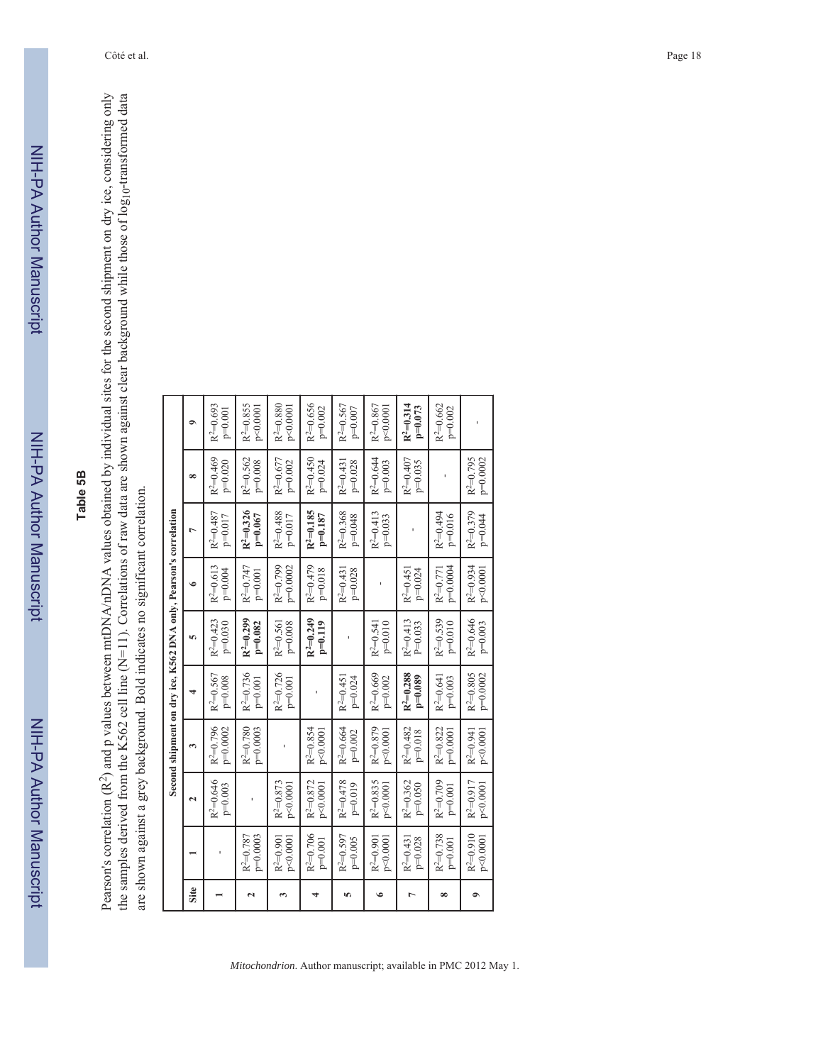## Table 5B

Pearson's correlation ($R^2$) and p values between mtDNA/nDNA values obtained by individual sites for the second shipment on dry ice, considering only the samples derived from the K562 cell line (N=11). Correlations of raw data are shown against clear background while those of $log_{10}$-transformed data are shown against a grey background. Bold indicates no significant correlation.

| Site | Second shipment on dry ice, K562 DNA only, Pearson's correlation | | | | | | | | |
|---|---|---|---|---|---|---|---|---|---|
| | 1 | 2 | 3 | 4 | 5 | 6 | 7 | 8 | 9 |
| 1 | - | $R^2$=0.646 p=0.003 | $R^2$=0.796 p=0.0002 | $R^2$=0.567 p=0.008 | $R^2$=0.423 p=0.030 | $R^2$=0.613 p=0.004 | $R^2$=0.487 p=0.017 | $R^2$=0.469 p=0.020 | $R^2$=0.693 p=0.001 |
| 2 | $R^2$=0.787 p=0.0003 | - | $R^2$=0.780 p=0.0003 | $R^2$=0.736 p=0.001 | **$R^2$=0.299 p=0.082** | $R^2$=0.747 p=0.001 | **$R^2$=0.326 p=0.067** | $R^2$=0.562 p=0.008 | $R^2$=0.855 p<0.0001 |
| 3 | $R^2$=0.901 p<0.0001 | $R^2$=0.873 p<0.0001 | - | $R^2$=0.726 p=0.001 | $R^2$=0.561 p=0.008 | $R^2$=0.799 p=0.0002 | $R^2$=0.488 p=0.017 | $R^2$=0.677 p=0.002 | $R^2$=0.880 p<0.0001 |
| 4 | $R^2$=0.706 p=0.001 | $R^2$=0.872 p<0.0001 | $R^2$=0.854 p<0.0001 | - | **$R^2$=0.249 p=0.119** | $R^2$=0.479 p=0.018 | **$R^2$=0.185 p=0.187** | $R^2$=0.450 p=0.024 | $R^2$=0.656 p=0.002 |
| 5 | $R^2$=0.597 p=0.005 | $R^2$=0.478 p=0.019 | $R^2$=0.664 p=0.002 | $R^2$=0.451 p=0.024 | - | $R^2$=0.431 p=0.028 | $R^2$=0.368 p=0.048 | $R^2$=0.431 p=0.028 | $R^2$=0.567 p=0.007 |
| 6 | $R^2$=0.901 p<0.0001 | $R^2$=0.835 p<0.0001 | $R^2$=0.879 p<0.0001 | $R^2$=0.669 p=0.002 | $R^2$=0.541 p=0.010 | - | $R^2$=0.413 p=0.033 | $R^2$=0.644 p=0.003 | $R^2$=0.867 p<0.0001 |
| 7 | $R^2$=0.431 p=0.028 | $R^2$=0.362 p=0.050 | $R^2$=0.482 p=0.018 | **$R^2$=0.288 p=0.089** | $R^2$=0.413 p=0.033 | $R^2$=0.451 p=0.024 | - | $R^2$=0.407 p=0.035 | **$R^2$=0.314 p=0.073** |
| 8 | $R^2$=0.738 p=0.001 | $R^2$=0.709 p=0.001 | $R^2$=0.822 p=0.0001 | $R^2$=0.641 p=0.003 | $R^2$=0.539 p=0.010 | $R^2$=0.771 p=0.0004 | $R^2$=0.494 p=0.016 | - | $R^2$=0.662 p=0.002 |
| 9 | $R^2$=0.910 p<0.0001 | $R^2$=0.917 p<0.0001 | $R^2$=0.941 p<0.0001 | $R^2$=0.805 p=0.0002 | $R^2$=0.646 p=0.003 | $R^2$=0.934 p<0.0001 | $R^2$=0.379 p=0.044 | $R^2$=0.795 p=0.0002 | - |